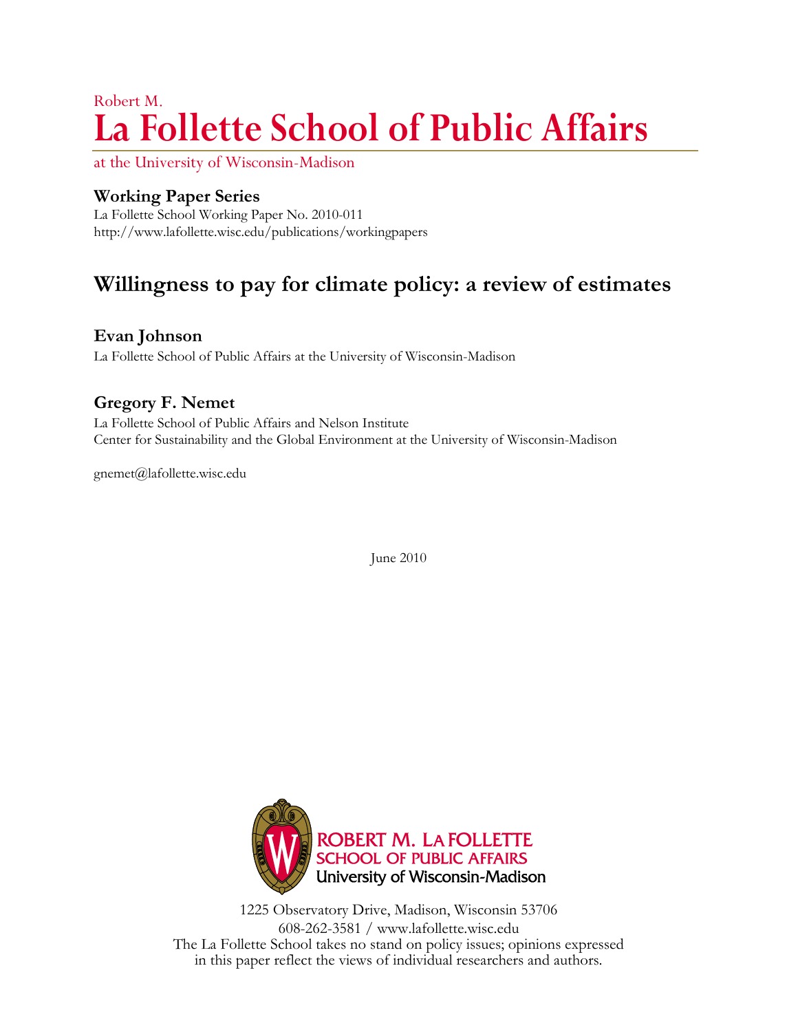Robert M.

# La Follette School of Public Affairs

at the University of Wisconsin-Madison

**Working Paper Series**

La Follette School Working Paper No. 2010-011
http://www.lafollette.wisc.edu/publications/workingpapers

## Willingness to pay for climate policy: a review of estimates

**Evan Johnson**

La Follette School of Public Affairs at the University of Wisconsin-Madison

**Gregory F. Nemet**

La Follette School of Public Affairs and Nelson Institute
Center for Sustainability and the Global Environment at the University of Wisconsin-Madison

gnemet@lafollette.wisc.edu

June 2010

ROBERT M. LA FOLLETTE
SCHOOL OF PUBLIC AFFAIRS
University of Wisconsin-Madison

1225 Observatory Drive, Madison, Wisconsin 53706
608-262-3581 / www.lafollette.wisc.edu
The La Follette School takes no stand on policy issues; opinions expressed in this paper reflect the views of individual researchers and authors.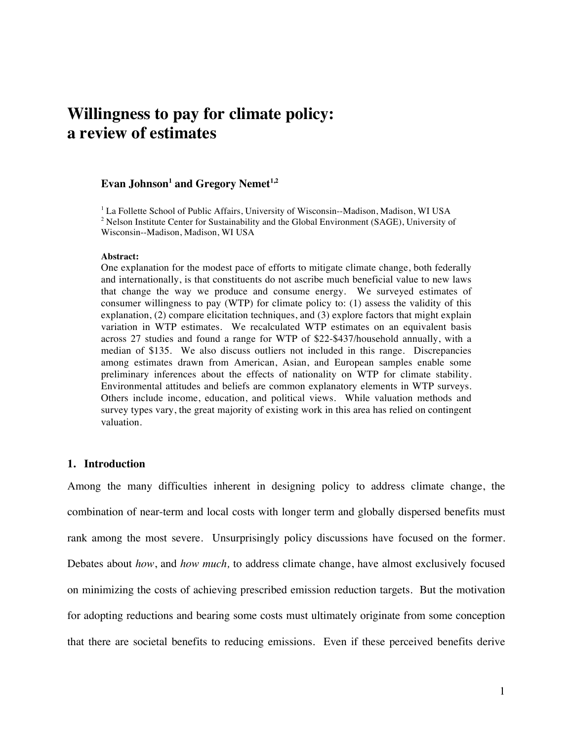# Willingness to pay for climate policy: a review of estimates

**Evan Johnson[1] and Gregory Nemet[1,2]**

[1] La Follette School of Public Affairs, University of Wisconsin--Madison, Madison, WI USA
[2] Nelson Institute Center for Sustainability and the Global Environment (SAGE), University of Wisconsin--Madison, Madison, WI USA

**Abstract:**
One explanation for the modest pace of efforts to mitigate climate change, both federally and internationally, is that constituents do not ascribe much beneficial value to new laws that change the way we produce and consume energy. We surveyed estimates of consumer willingness to pay (WTP) for climate policy to: (1) assess the validity of this explanation, (2) compare elicitation techniques, and (3) explore factors that might explain variation in WTP estimates. We recalculated WTP estimates on an equivalent basis across 27 studies and found a range for WTP of $22-$437/household annually, with a median of $135. We also discuss outliers not included in this range. Discrepancies among estimates drawn from American, Asian, and European samples enable some preliminary inferences about the effects of nationality on WTP for climate stability. Environmental attitudes and beliefs are common explanatory elements in WTP surveys. Others include income, education, and political views. While valuation methods and survey types vary, the great majority of existing work in this area has relied on contingent valuation.

## 1. Introduction

Among the many difficulties inherent in designing policy to address climate change, the combination of near-term and local costs with longer term and globally dispersed benefits must rank among the most severe. Unsurprisingly policy discussions have focused on the former. Debates about *how*, and *how much,* to address climate change, have almost exclusively focused on minimizing the costs of achieving prescribed emission reduction targets. But the motivation for adopting reductions and bearing some costs must ultimately originate from some conception that there are societal benefits to reducing emissions. Even if these perceived benefits derive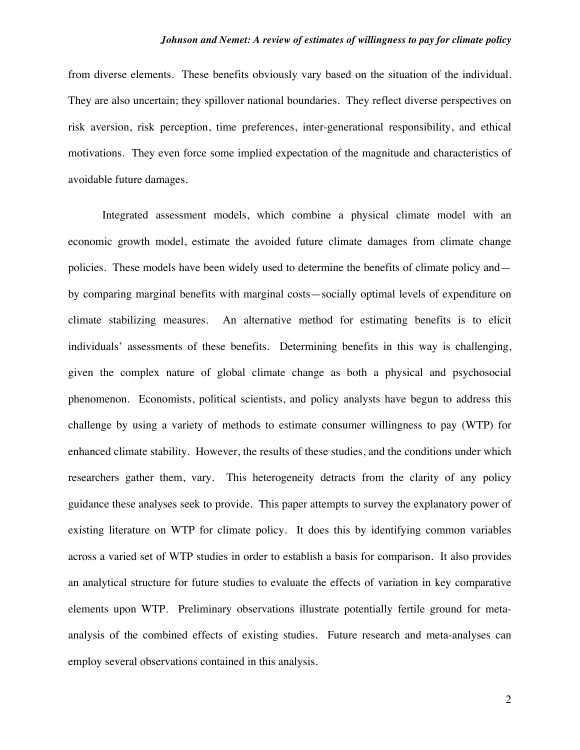from diverse elements. These benefits obviously vary based on the situation of the individual. They are also uncertain; they spillover national boundaries. They reflect diverse perspectives on risk aversion, risk perception, time preferences, inter-generational responsibility, and ethical motivations. They even force some implied expectation of the magnitude and characteristics of avoidable future damages.

Integrated assessment models, which combine a physical climate model with an economic growth model, estimate the avoided future climate damages from climate change policies. These models have been widely used to determine the benefits of climate policy and—by comparing marginal benefits with marginal costs—socially optimal levels of expenditure on climate stabilizing measures. An alternative method for estimating benefits is to elicit individuals' assessments of these benefits. Determining benefits in this way is challenging, given the complex nature of global climate change as both a physical and psychosocial phenomenon. Economists, political scientists, and policy analysts have begun to address this challenge by using a variety of methods to estimate consumer willingness to pay (WTP) for enhanced climate stability. However, the results of these studies, and the conditions under which researchers gather them, vary. This heterogeneity detracts from the clarity of any policy guidance these analyses seek to provide. This paper attempts to survey the explanatory power of existing literature on WTP for climate policy. It does this by identifying common variables across a varied set of WTP studies in order to establish a basis for comparison. It also provides an analytical structure for future studies to evaluate the effects of variation in key comparative elements upon WTP. Preliminary observations illustrate potentially fertile ground for meta-analysis of the combined effects of existing studies. Future research and meta-analyses can employ several observations contained in this analysis.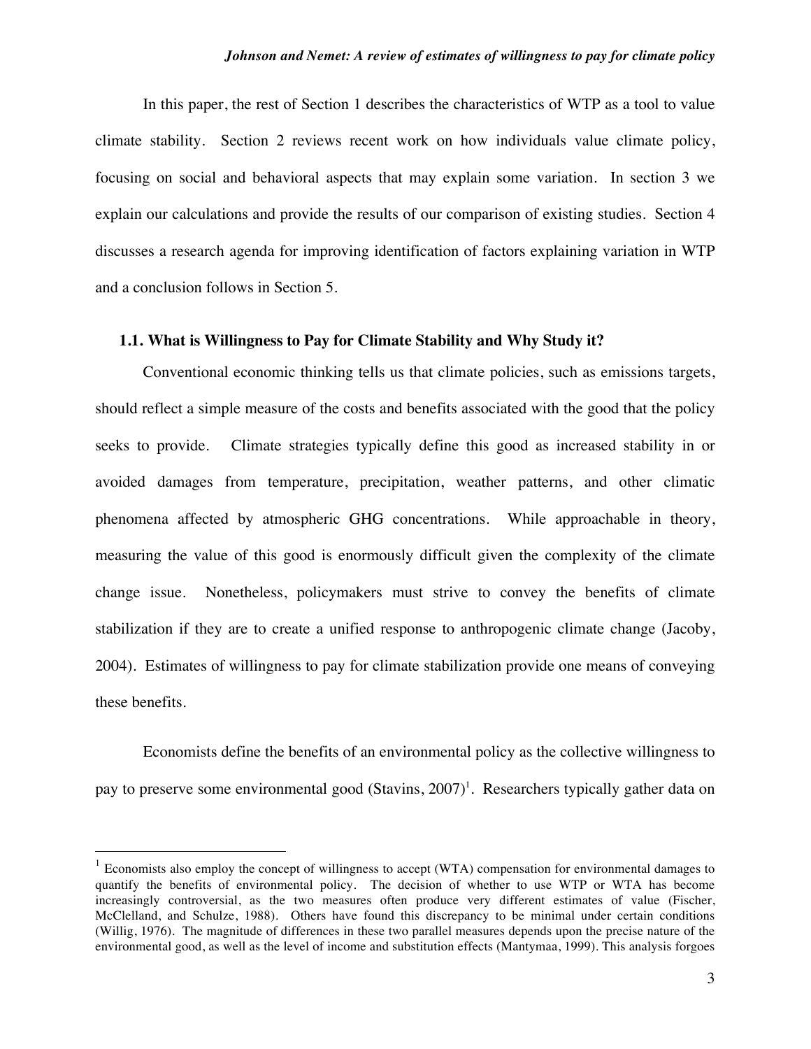In this paper, the rest of Section 1 describes the characteristics of WTP as a tool to value climate stability. Section 2 reviews recent work on how individuals value climate policy, focusing on social and behavioral aspects that may explain some variation. In section 3 we explain our calculations and provide the results of our comparison of existing studies. Section 4 discusses a research agenda for improving identification of factors explaining variation in WTP and a conclusion follows in Section 5.

### 1.1. What is Willingness to Pay for Climate Stability and Why Study it?

Conventional economic thinking tells us that climate policies, such as emissions targets, should reflect a simple measure of the costs and benefits associated with the good that the policy seeks to provide. Climate strategies typically define this good as increased stability in or avoided damages from temperature, precipitation, weather patterns, and other climatic phenomena affected by atmospheric GHG concentrations. While approachable in theory, measuring the value of this good is enormously difficult given the complexity of the climate change issue. Nonetheless, policymakers must strive to convey the benefits of climate stabilization if they are to create a unified response to anthropogenic climate change (Jacoby, 2004). Estimates of willingness to pay for climate stabilization provide one means of conveying these benefits.

Economists define the benefits of an environmental policy as the collective willingness to pay to preserve some environmental good (Stavins, 2007)[1]. Researchers typically gather data on

[1] Economists also employ the concept of willingness to accept (WTA) compensation for environmental damages to quantify the benefits of environmental policy. The decision of whether to use WTP or WTA has become increasingly controversial, as the two measures often produce very different estimates of value (Fischer, McClelland, and Schulze, 1988). Others have found this discrepancy to be minimal under certain conditions (Willig, 1976). The magnitude of differences in these two parallel measures depends upon the precise nature of the environmental good, as well as the level of income and substitution effects (Mantymaa, 1999). This analysis forgoes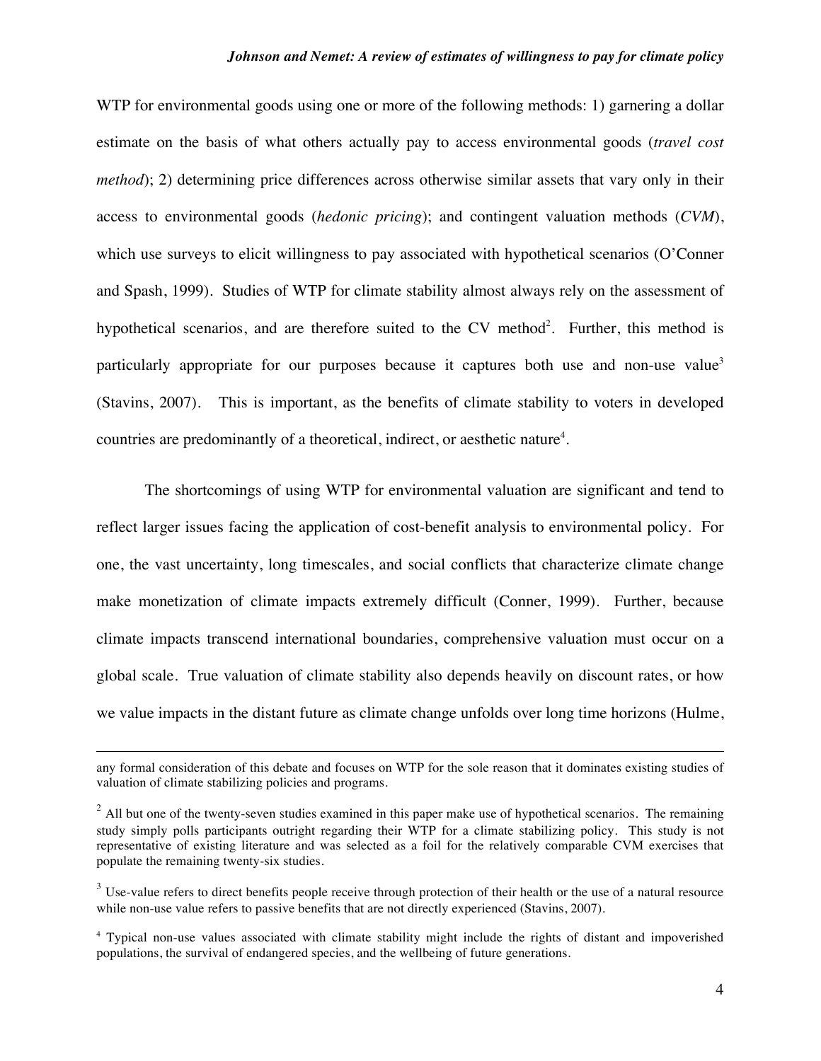WTP for environmental goods using one or more of the following methods: 1) garnering a dollar estimate on the basis of what others actually pay to access environmental goods (*travel cost method*); 2) determining price differences across otherwise similar assets that vary only in their access to environmental goods (*hedonic pricing*); and contingent valuation methods (*CVM*), which use surveys to elicit willingness to pay associated with hypothetical scenarios (O'Conner and Spash, 1999). Studies of WTP for climate stability almost always rely on the assessment of hypothetical scenarios, and are therefore suited to the CV method[2]. Further, this method is particularly appropriate for our purposes because it captures both use and non-use value[3] (Stavins, 2007). This is important, as the benefits of climate stability to voters in developed countries are predominantly of a theoretical, indirect, or aesthetic nature[4].

The shortcomings of using WTP for environmental valuation are significant and tend to reflect larger issues facing the application of cost-benefit analysis to environmental policy. For one, the vast uncertainty, long timescales, and social conflicts that characterize climate change make monetization of climate impacts extremely difficult (Conner, 1999). Further, because climate impacts transcend international boundaries, comprehensive valuation must occur on a global scale. True valuation of climate stability also depends heavily on discount rates, or how we value impacts in the distant future as climate change unfolds over long time horizons (Hulme,

---

any formal consideration of this debate and focuses on WTP for the sole reason that it dominates existing studies of valuation of climate stabilizing policies and programs.

[2] All but one of the twenty-seven studies examined in this paper make use of hypothetical scenarios. The remaining study simply polls participants outright regarding their WTP for a climate stabilizing policy. This study is not representative of existing literature and was selected as a foil for the relatively comparable CVM exercises that populate the remaining twenty-six studies.

[3] Use-value refers to direct benefits people receive through protection of their health or the use of a natural resource while non-use value refers to passive benefits that are not directly experienced (Stavins, 2007).

[4] Typical non-use values associated with climate stability might include the rights of distant and impoverished populations, the survival of endangered species, and the wellbeing of future generations.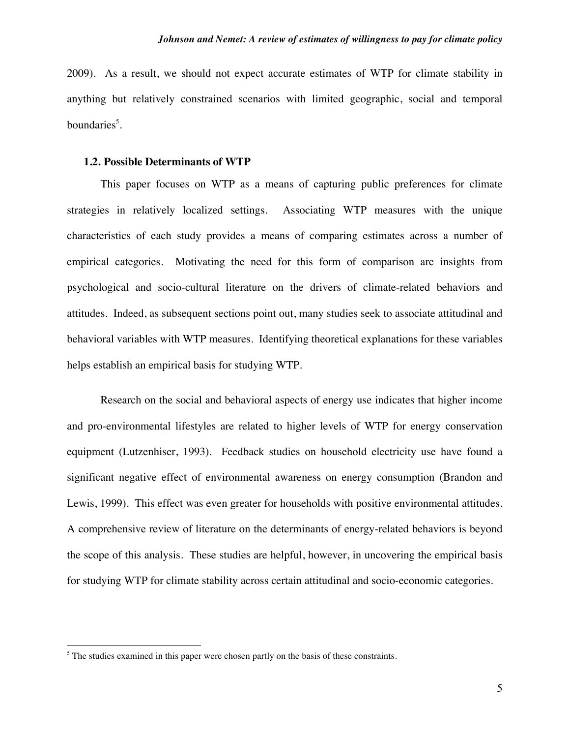2009). As a result, we should not expect accurate estimates of WTP for climate stability in anything but relatively constrained scenarios with limited geographic, social and temporal boundaries[5].

### 1.2. Possible Determinants of WTP

This paper focuses on WTP as a means of capturing public preferences for climate strategies in relatively localized settings. Associating WTP measures with the unique characteristics of each study provides a means of comparing estimates across a number of empirical categories. Motivating the need for this form of comparison are insights from psychological and socio-cultural literature on the drivers of climate-related behaviors and attitudes. Indeed, as subsequent sections point out, many studies seek to associate attitudinal and behavioral variables with WTP measures. Identifying theoretical explanations for these variables helps establish an empirical basis for studying WTP.

Research on the social and behavioral aspects of energy use indicates that higher income and pro-environmental lifestyles are related to higher levels of WTP for energy conservation equipment (Lutzenhiser, 1993). Feedback studies on household electricity use have found a significant negative effect of environmental awareness on energy consumption (Brandon and Lewis, 1999). This effect was even greater for households with positive environmental attitudes. A comprehensive review of literature on the determinants of energy-related behaviors is beyond the scope of this analysis. These studies are helpful, however, in uncovering the empirical basis for studying WTP for climate stability across certain attitudinal and socio-economic categories.

---

[5] The studies examined in this paper were chosen partly on the basis of these constraints.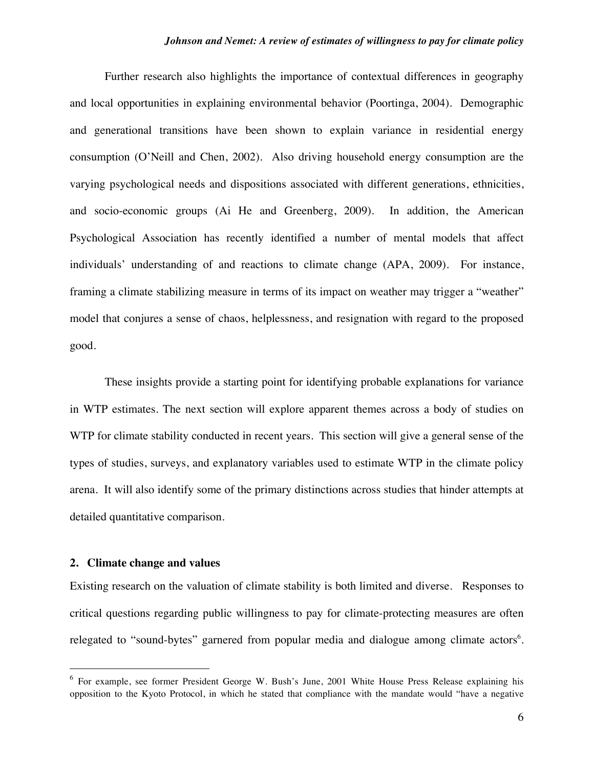Further research also highlights the importance of contextual differences in geography and local opportunities in explaining environmental behavior (Poortinga, 2004). Demographic and generational transitions have been shown to explain variance in residential energy consumption (O'Neill and Chen, 2002). Also driving household energy consumption are the varying psychological needs and dispositions associated with different generations, ethnicities, and socio-economic groups (Ai He and Greenberg, 2009). In addition, the American Psychological Association has recently identified a number of mental models that affect individuals' understanding of and reactions to climate change (APA, 2009). For instance, framing a climate stabilizing measure in terms of its impact on weather may trigger a "weather" model that conjures a sense of chaos, helplessness, and resignation with regard to the proposed good.

These insights provide a starting point for identifying probable explanations for variance in WTP estimates. The next section will explore apparent themes across a body of studies on WTP for climate stability conducted in recent years. This section will give a general sense of the types of studies, surveys, and explanatory variables used to estimate WTP in the climate policy arena. It will also identify some of the primary distinctions across studies that hinder attempts at detailed quantitative comparison.

## 2. Climate change and values

Existing research on the valuation of climate stability is both limited and diverse. Responses to critical questions regarding public willingness to pay for climate-protecting measures are often relegated to "sound-bytes" garnered from popular media and dialogue among climate actors[6].

[6] For example, see former President George W. Bush's June, 2001 White House Press Release explaining his opposition to the Kyoto Protocol, in which he stated that compliance with the mandate would "have a negative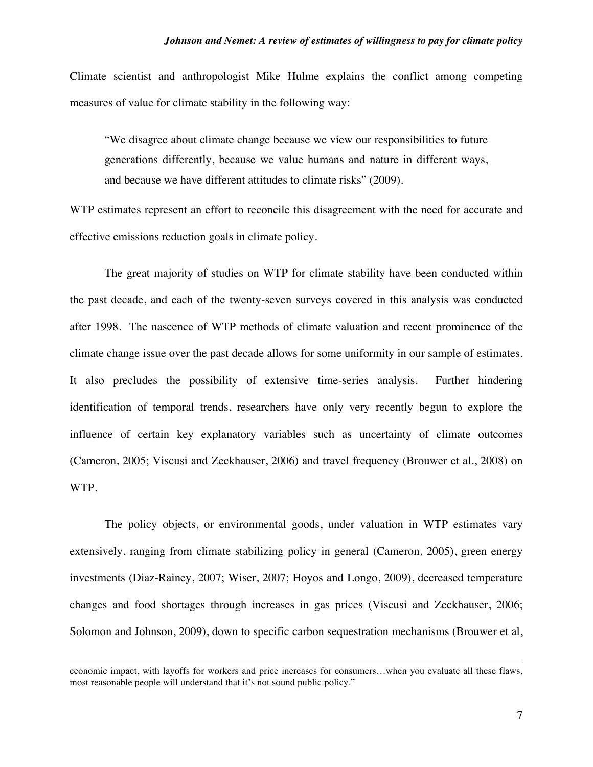Climate scientist and anthropologist Mike Hulme explains the conflict among competing measures of value for climate stability in the following way:

> "We disagree about climate change because we view our responsibilities to future generations differently, because we value humans and nature in different ways, and because we have different attitudes to climate risks" (2009).

WTP estimates represent an effort to reconcile this disagreement with the need for accurate and effective emissions reduction goals in climate policy.

The great majority of studies on WTP for climate stability have been conducted within the past decade, and each of the twenty-seven surveys covered in this analysis was conducted after 1998. The nascence of WTP methods of climate valuation and recent prominence of the climate change issue over the past decade allows for some uniformity in our sample of estimates. It also precludes the possibility of extensive time-series analysis. Further hindering identification of temporal trends, researchers have only very recently begun to explore the influence of certain key explanatory variables such as uncertainty of climate outcomes (Cameron, 2005; Viscusi and Zeckhauser, 2006) and travel frequency (Brouwer et al., 2008) on WTP.

The policy objects, or environmental goods, under valuation in WTP estimates vary extensively, ranging from climate stabilizing policy in general (Cameron, 2005), green energy investments (Diaz-Rainey, 2007; Wiser, 2007; Hoyos and Longo, 2009), decreased temperature changes and food shortages through increases in gas prices (Viscusi and Zeckhauser, 2006; Solomon and Johnson, 2009), down to specific carbon sequestration mechanisms (Brouwer et al,

---

economic impact, with layoffs for workers and price increases for consumers…when you evaluate all these flaws, most reasonable people will understand that it's not sound public policy."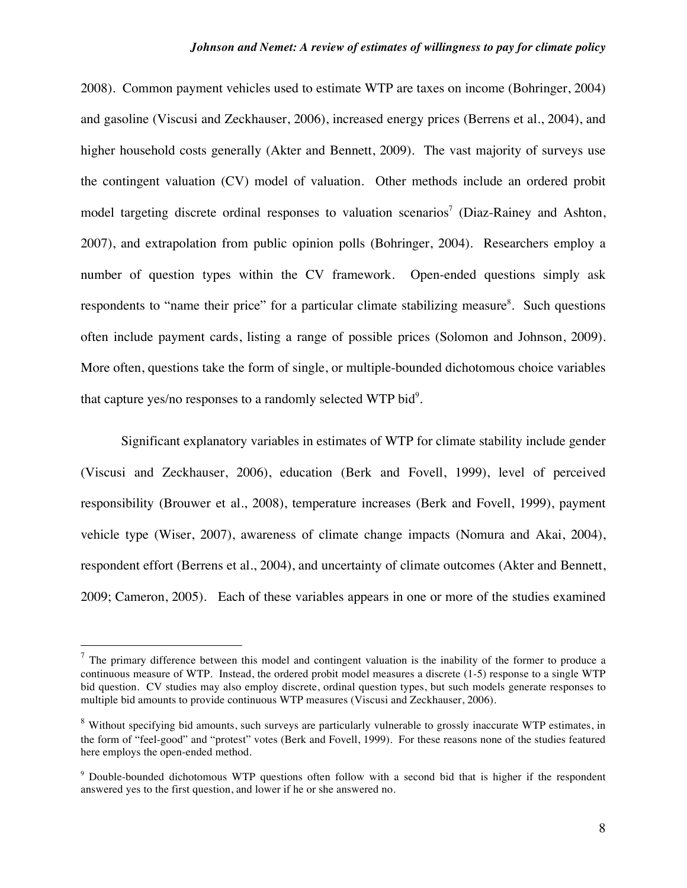2008). Common payment vehicles used to estimate WTP are taxes on income (Bohringer, 2004) and gasoline (Viscusi and Zeckhauser, 2006), increased energy prices (Berrens et al., 2004), and higher household costs generally (Akter and Bennett, 2009). The vast majority of surveys use the contingent valuation (CV) model of valuation. Other methods include an ordered probit model targeting discrete ordinal responses to valuation scenarios[7] (Diaz-Rainey and Ashton, 2007), and extrapolation from public opinion polls (Bohringer, 2004). Researchers employ a number of question types within the CV framework. Open-ended questions simply ask respondents to "name their price" for a particular climate stabilizing measure[8]. Such questions often include payment cards, listing a range of possible prices (Solomon and Johnson, 2009). More often, questions take the form of single, or multiple-bounded dichotomous choice variables that capture yes/no responses to a randomly selected WTP bid[9].

Significant explanatory variables in estimates of WTP for climate stability include gender (Viscusi and Zeckhauser, 2006), education (Berk and Fovell, 1999), level of perceived responsibility (Brouwer et al., 2008), temperature increases (Berk and Fovell, 1999), payment vehicle type (Wiser, 2007), awareness of climate change impacts (Nomura and Akai, 2004), respondent effort (Berrens et al., 2004), and uncertainty of climate outcomes (Akter and Bennett, 2009; Cameron, 2005). Each of these variables appears in one or more of the studies examined

---

[7] The primary difference between this model and contingent valuation is the inability of the former to produce a continuous measure of WTP. Instead, the ordered probit model measures a discrete (1-5) response to a single WTP bid question. CV studies may also employ discrete, ordinal question types, but such models generate responses to multiple bid amounts to provide continuous WTP measures (Viscusi and Zeckhauser, 2006).

[8] Without specifying bid amounts, such surveys are particularly vulnerable to grossly inaccurate WTP estimates, in the form of "feel-good" and "protest" votes (Berk and Fovell, 1999). For these reasons none of the studies featured here employs the open-ended method.

[9] Double-bounded dichotomous WTP questions often follow with a second bid that is higher if the respondent answered yes to the first question, and lower if he or she answered no.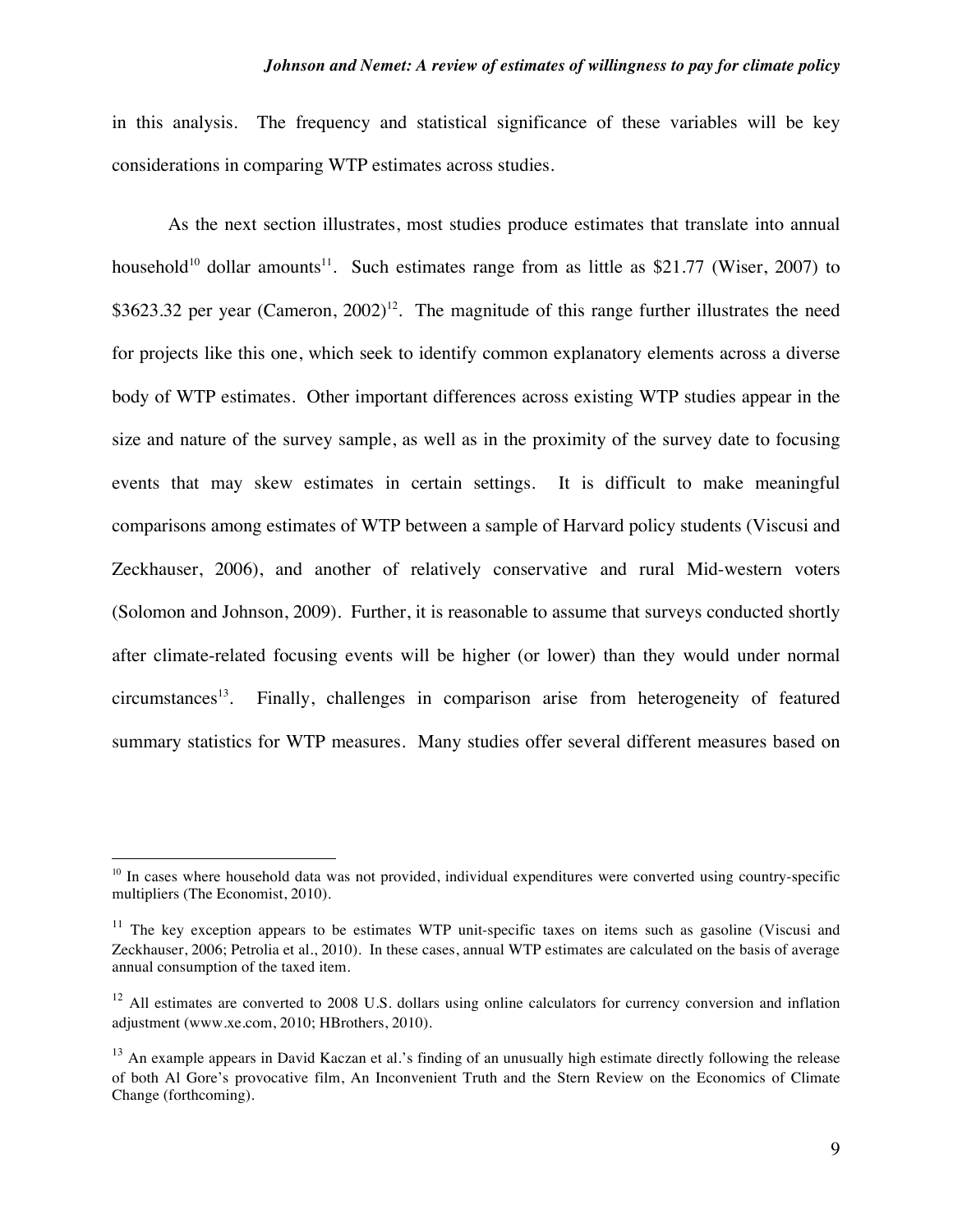in this analysis. The frequency and statistical significance of these variables will be key considerations in comparing WTP estimates across studies.

As the next section illustrates, most studies produce estimates that translate into annual household[10] dollar amounts[11]. Such estimates range from as little as $21.77 (Wiser, 2007) to $3623.32 per year (Cameron, 2002)[12]. The magnitude of this range further illustrates the need for projects like this one, which seek to identify common explanatory elements across a diverse body of WTP estimates. Other important differences across existing WTP studies appear in the size and nature of the survey sample, as well as in the proximity of the survey date to focusing events that may skew estimates in certain settings. It is difficult to make meaningful comparisons among estimates of WTP between a sample of Harvard policy students (Viscusi and Zeckhauser, 2006), and another of relatively conservative and rural Mid-western voters (Solomon and Johnson, 2009). Further, it is reasonable to assume that surveys conducted shortly after climate-related focusing events will be higher (or lower) than they would under normal circumstances[13]. Finally, challenges in comparison arise from heterogeneity of featured summary statistics for WTP measures. Many studies offer several different measures based on

---

[10] In cases where household data was not provided, individual expenditures were converted using country-specific multipliers (The Economist, 2010).

[11] The key exception appears to be estimates WTP unit-specific taxes on items such as gasoline (Viscusi and Zeckhauser, 2006; Petrolia et al., 2010). In these cases, annual WTP estimates are calculated on the basis of average annual consumption of the taxed item.

[12] All estimates are converted to 2008 U.S. dollars using online calculators for currency conversion and inflation adjustment (www.xe.com, 2010; HBrothers, 2010).

[13] An example appears in David Kaczan et al.'s finding of an unusually high estimate directly following the release of both Al Gore's provocative film, An Inconvenient Truth and the Stern Review on the Economics of Climate Change (forthcoming).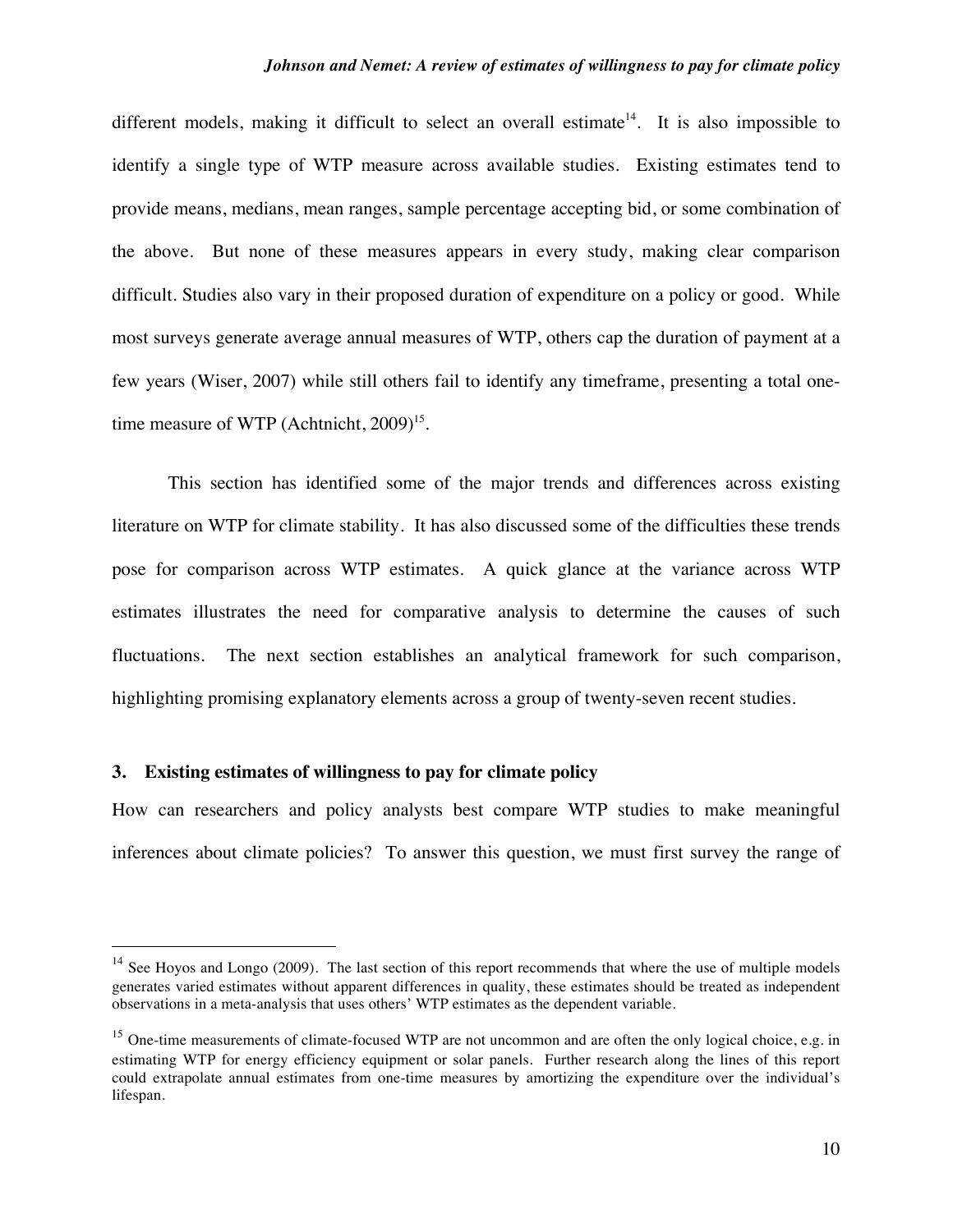different models, making it difficult to select an overall estimate[14]. It is also impossible to identify a single type of WTP measure across available studies. Existing estimates tend to provide means, medians, mean ranges, sample percentage accepting bid, or some combination of the above. But none of these measures appears in every study, making clear comparison difficult. Studies also vary in their proposed duration of expenditure on a policy or good. While most surveys generate average annual measures of WTP, others cap the duration of payment at a few years (Wiser, 2007) while still others fail to identify any timeframe, presenting a total one-time measure of WTP (Achtnicht, 2009)[15].

This section has identified some of the major trends and differences across existing literature on WTP for climate stability. It has also discussed some of the difficulties these trends pose for comparison across WTP estimates. A quick glance at the variance across WTP estimates illustrates the need for comparative analysis to determine the causes of such fluctuations. The next section establishes an analytical framework for such comparison, highlighting promising explanatory elements across a group of twenty-seven recent studies.

## 3. Existing estimates of willingness to pay for climate policy

How can researchers and policy analysts best compare WTP studies to make meaningful inferences about climate policies? To answer this question, we must first survey the range of

---

[14] See Hoyos and Longo (2009). The last section of this report recommends that where the use of multiple models generates varied estimates without apparent differences in quality, these estimates should be treated as independent observations in a meta-analysis that uses others' WTP estimates as the dependent variable.

[15] One-time measurements of climate-focused WTP are not uncommon and are often the only logical choice, e.g. in estimating WTP for energy efficiency equipment or solar panels. Further research along the lines of this report could extrapolate annual estimates from one-time measures by amortizing the expenditure over the individual's lifespan.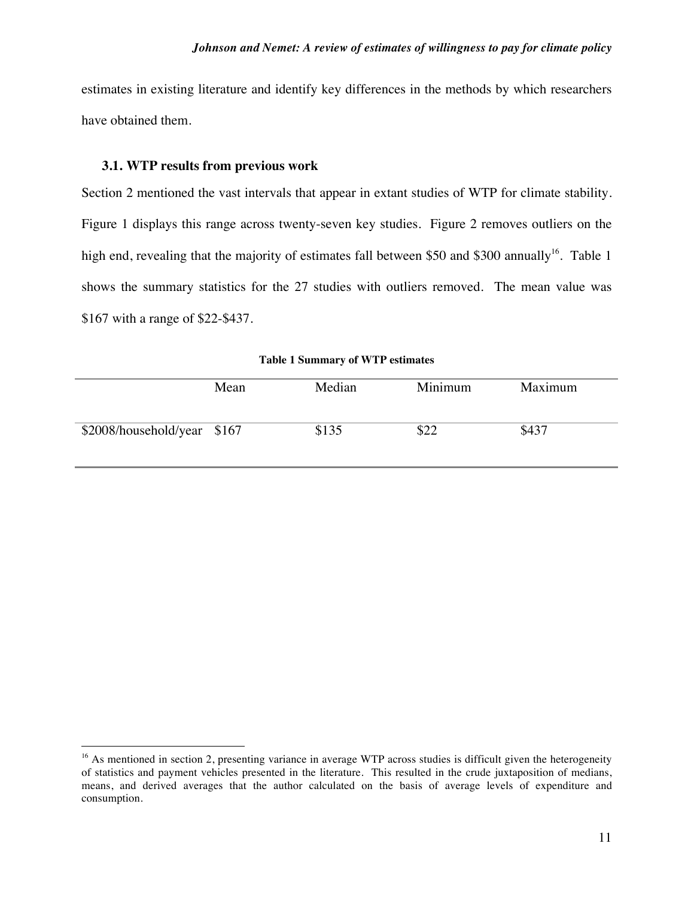estimates in existing literature and identify key differences in the methods by which researchers have obtained them.

### 3.1. WTP results from previous work

Section 2 mentioned the vast intervals that appear in extant studies of WTP for climate stability. Figure 1 displays this range across twenty-seven key studies. Figure 2 removes outliers on the high end, revealing that the majority of estimates fall between $50 and $300 annually[16]. Table 1 shows the summary statistics for the 27 studies with outliers removed. The mean value was $167 with a range of $22-$437.

**Table 1 Summary of WTP estimates**

| | Mean | Median | Minimum | Maximum |
|---|---|---|---|---|
| $2008/household/year | $167 | $135 | $22 | $437 |

[16] As mentioned in section 2, presenting variance in average WTP across studies is difficult given the heterogeneity of statistics and payment vehicles presented in the literature. This resulted in the crude juxtaposition of medians, means, and derived averages that the author calculated on the basis of average levels of expenditure and consumption.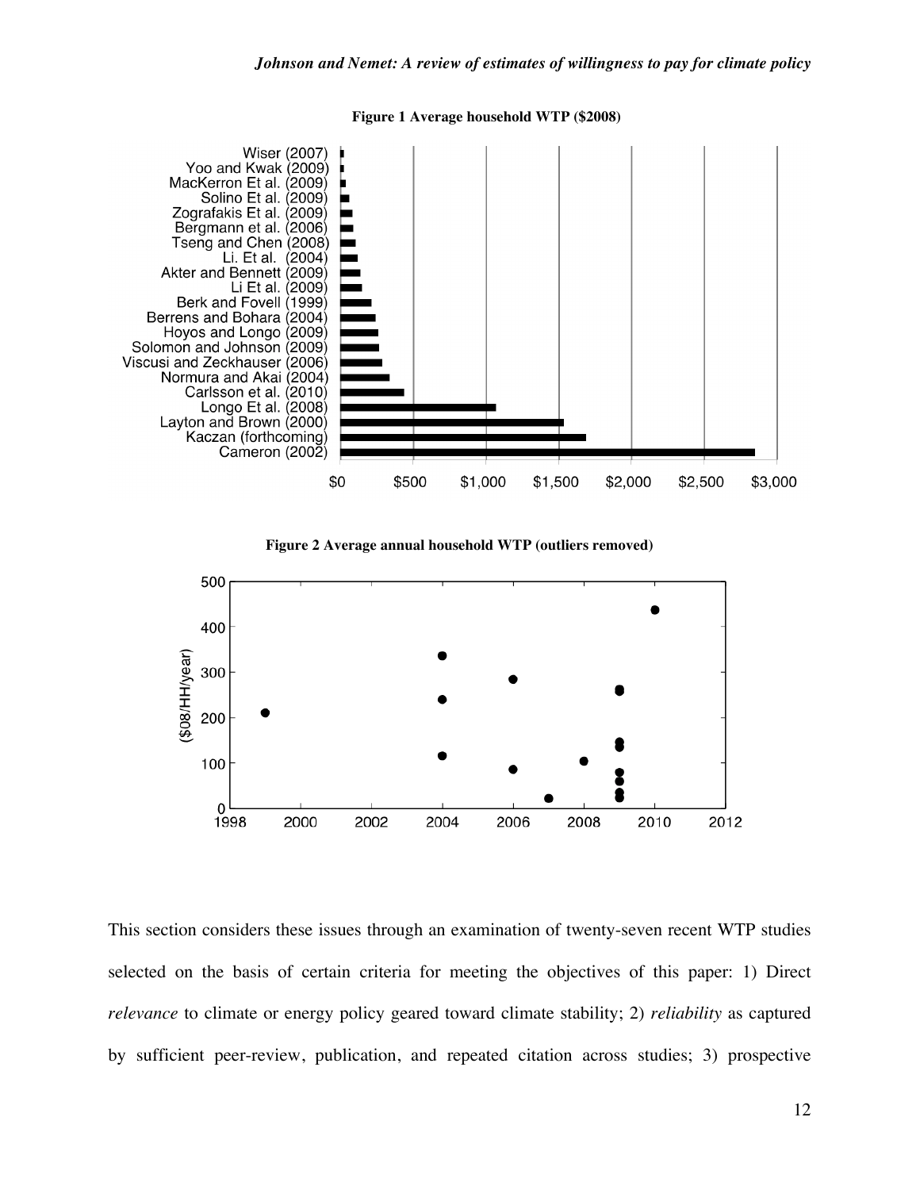**Figure 1 Average household WTP ($2008)**

**Figure 2 Average annual household WTP (outliers removed)**

This section considers these issues through an examination of twenty-seven recent WTP studies selected on the basis of certain criteria for meeting the objectives of this paper: 1) Direct *relevance* to climate or energy policy geared toward climate stability; 2) *reliability* as captured by sufficient peer-review, publication, and repeated citation across studies; 3) prospective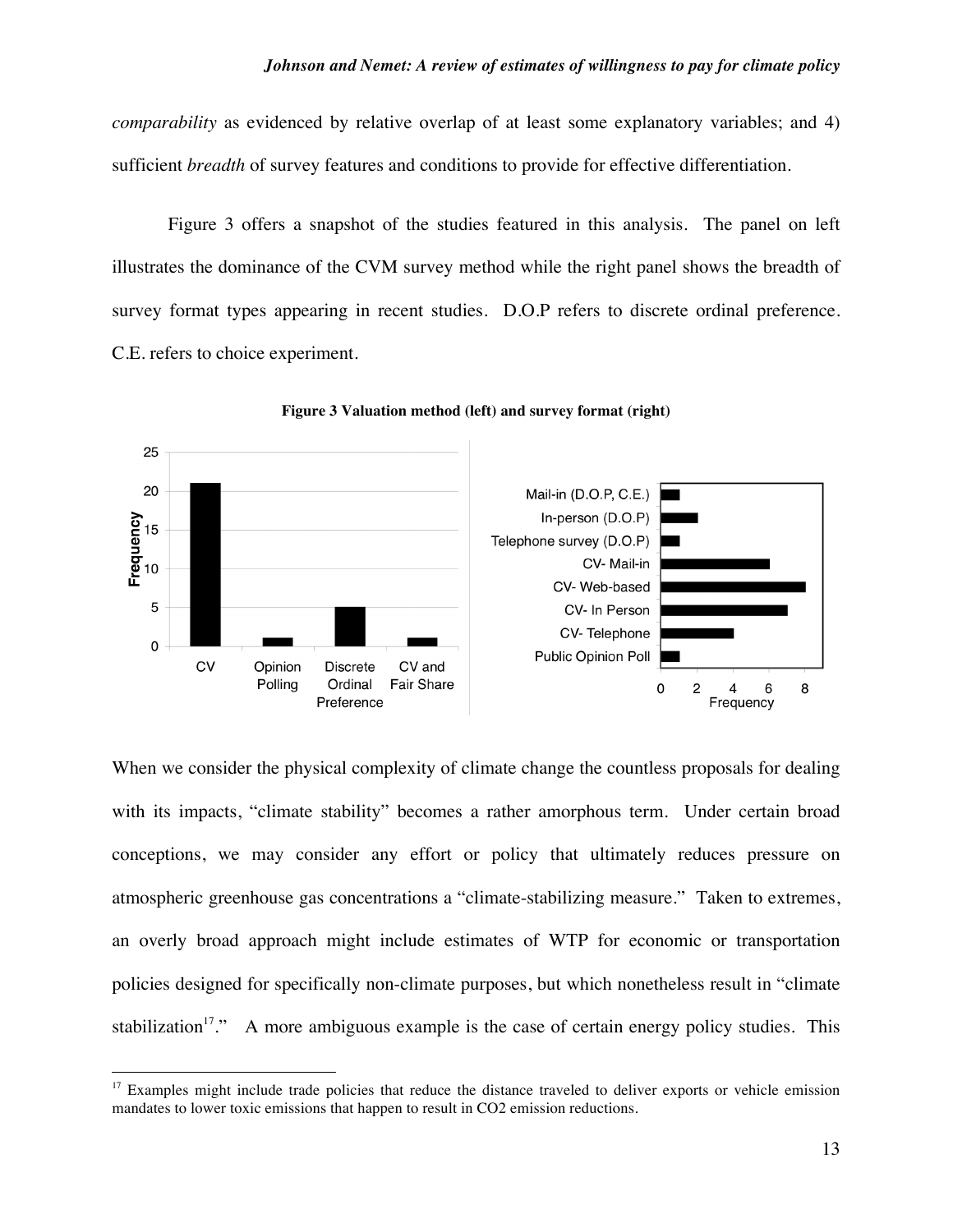*comparability* as evidenced by relative overlap of at least some explanatory variables; and 4) sufficient *breadth* of survey features and conditions to provide for effective differentiation.

Figure 3 offers a snapshot of the studies featured in this analysis. The panel on left illustrates the dominance of the CVM survey method while the right panel shows the breadth of survey format types appearing in recent studies. D.O.P refers to discrete ordinal preference. C.E. refers to choice experiment.

**Figure 3 Valuation method (left) and survey format (right)**

When we consider the physical complexity of climate change the countless proposals for dealing with its impacts, "climate stability" becomes a rather amorphous term. Under certain broad conceptions, we may consider any effort or policy that ultimately reduces pressure on atmospheric greenhouse gas concentrations a "climate-stabilizing measure." Taken to extremes, an overly broad approach might include estimates of WTP for economic or transportation policies designed for specifically non-climate purposes, but which nonetheless result in "climate stabilization[17]." A more ambiguous example is the case of certain energy policy studies. This

[17] Examples might include trade policies that reduce the distance traveled to deliver exports or vehicle emission mandates to lower toxic emissions that happen to result in CO2 emission reductions.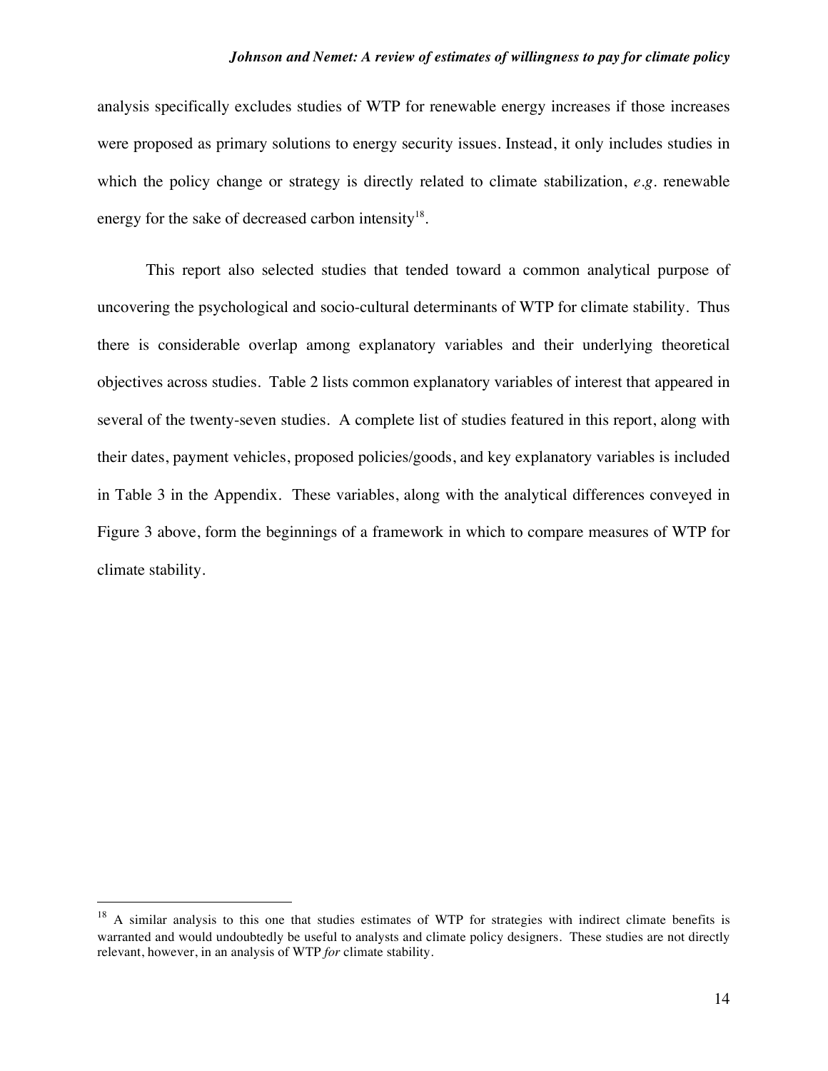analysis specifically excludes studies of WTP for renewable energy increases if those increases were proposed as primary solutions to energy security issues. Instead, it only includes studies in which the policy change or strategy is directly related to climate stabilization, *e.g.* renewable energy for the sake of decreased carbon intensity[18].

This report also selected studies that tended toward a common analytical purpose of uncovering the psychological and socio-cultural determinants of WTP for climate stability. Thus there is considerable overlap among explanatory variables and their underlying theoretical objectives across studies. Table 2 lists common explanatory variables of interest that appeared in several of the twenty-seven studies. A complete list of studies featured in this report, along with their dates, payment vehicles, proposed policies/goods, and key explanatory variables is included in Table 3 in the Appendix. These variables, along with the analytical differences conveyed in Figure 3 above, form the beginnings of a framework in which to compare measures of WTP for climate stability.

---

[18] A similar analysis to this one that studies estimates of WTP for strategies with indirect climate benefits is warranted and would undoubtedly be useful to analysts and climate policy designers. These studies are not directly relevant, however, in an analysis of WTP *for* climate stability.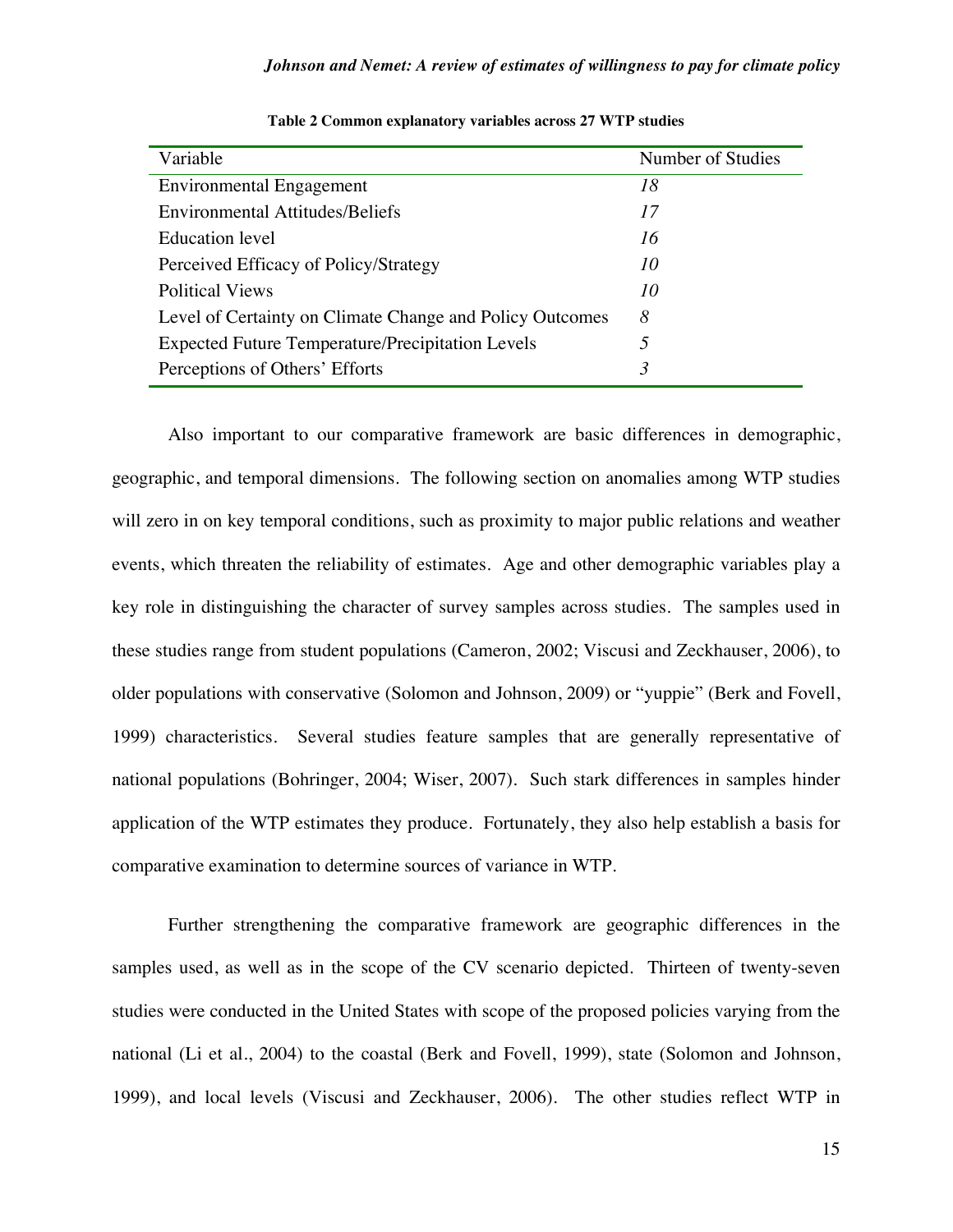**Table 2 Common explanatory variables across 27 WTP studies**

| Variable | Number of Studies |
|---|---|
| Environmental Engagement | *18* |
| Environmental Attitudes/Beliefs | *17* |
| Education level | *16* |
| Perceived Efficacy of Policy/Strategy | *10* |
| Political Views | *10* |
| Level of Certainty on Climate Change and Policy Outcomes | *8* |
| Expected Future Temperature/Precipitation Levels | *5* |
| Perceptions of Others' Efforts | *3* |

Also important to our comparative framework are basic differences in demographic, geographic, and temporal dimensions. The following section on anomalies among WTP studies will zero in on key temporal conditions, such as proximity to major public relations and weather events, which threaten the reliability of estimates. Age and other demographic variables play a key role in distinguishing the character of survey samples across studies. The samples used in these studies range from student populations (Cameron, 2002; Viscusi and Zeckhauser, 2006), to older populations with conservative (Solomon and Johnson, 2009) or "yuppie" (Berk and Fovell, 1999) characteristics. Several studies feature samples that are generally representative of national populations (Bohringer, 2004; Wiser, 2007). Such stark differences in samples hinder application of the WTP estimates they produce. Fortunately, they also help establish a basis for comparative examination to determine sources of variance in WTP.

Further strengthening the comparative framework are geographic differences in the samples used, as well as in the scope of the CV scenario depicted. Thirteen of twenty-seven studies were conducted in the United States with scope of the proposed policies varying from the national (Li et al., 2004) to the coastal (Berk and Fovell, 1999), state (Solomon and Johnson, 1999), and local levels (Viscusi and Zeckhauser, 2006). The other studies reflect WTP in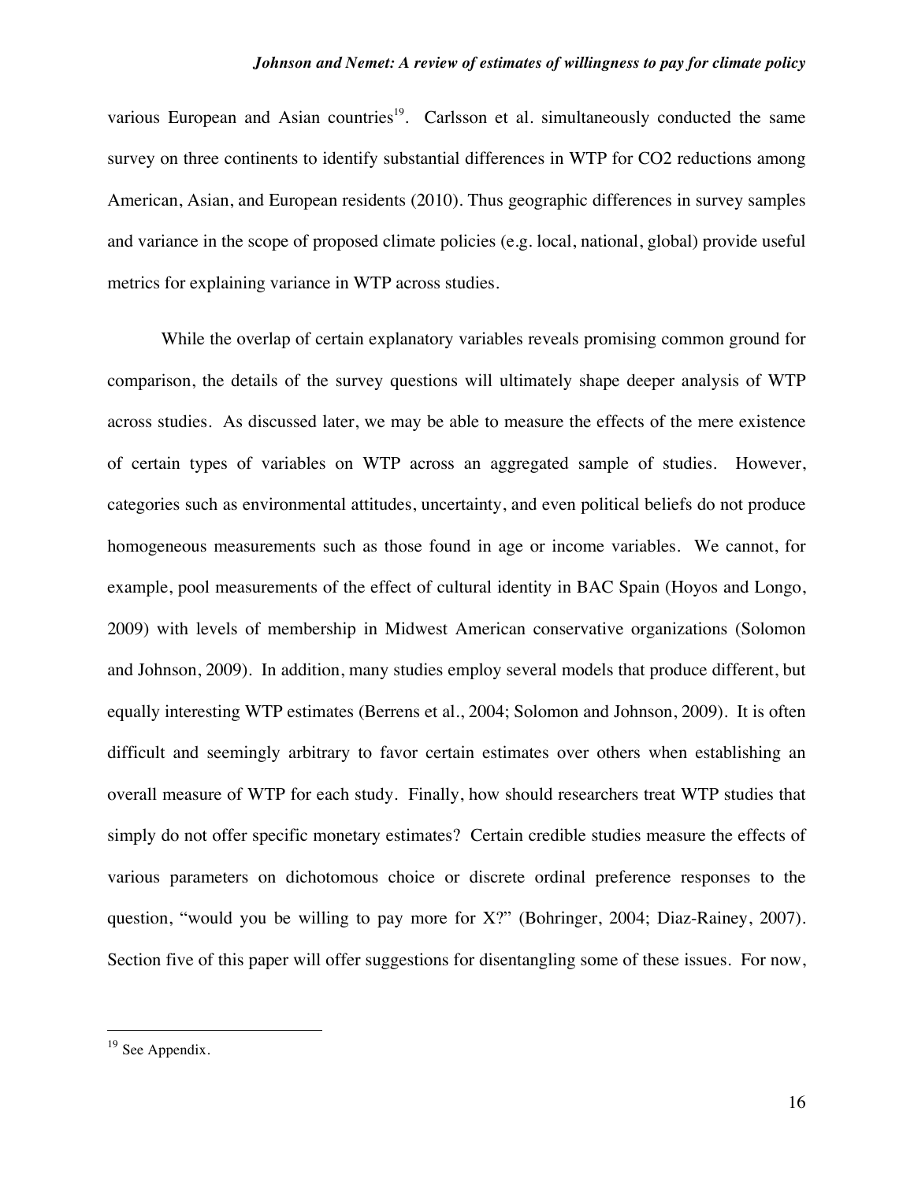various European and Asian countries[19]. Carlsson et al. simultaneously conducted the same survey on three continents to identify substantial differences in WTP for CO2 reductions among American, Asian, and European residents (2010). Thus geographic differences in survey samples and variance in the scope of proposed climate policies (e.g. local, national, global) provide useful metrics for explaining variance in WTP across studies.

While the overlap of certain explanatory variables reveals promising common ground for comparison, the details of the survey questions will ultimately shape deeper analysis of WTP across studies. As discussed later, we may be able to measure the effects of the mere existence of certain types of variables on WTP across an aggregated sample of studies. However, categories such as environmental attitudes, uncertainty, and even political beliefs do not produce homogeneous measurements such as those found in age or income variables. We cannot, for example, pool measurements of the effect of cultural identity in BAC Spain (Hoyos and Longo, 2009) with levels of membership in Midwest American conservative organizations (Solomon and Johnson, 2009). In addition, many studies employ several models that produce different, but equally interesting WTP estimates (Berrens et al., 2004; Solomon and Johnson, 2009). It is often difficult and seemingly arbitrary to favor certain estimates over others when establishing an overall measure of WTP for each study. Finally, how should researchers treat WTP studies that simply do not offer specific monetary estimates? Certain credible studies measure the effects of various parameters on dichotomous choice or discrete ordinal preference responses to the question, "would you be willing to pay more for X?" (Bohringer, 2004; Diaz-Rainey, 2007). Section five of this paper will offer suggestions for disentangling some of these issues. For now,

[19] See Appendix.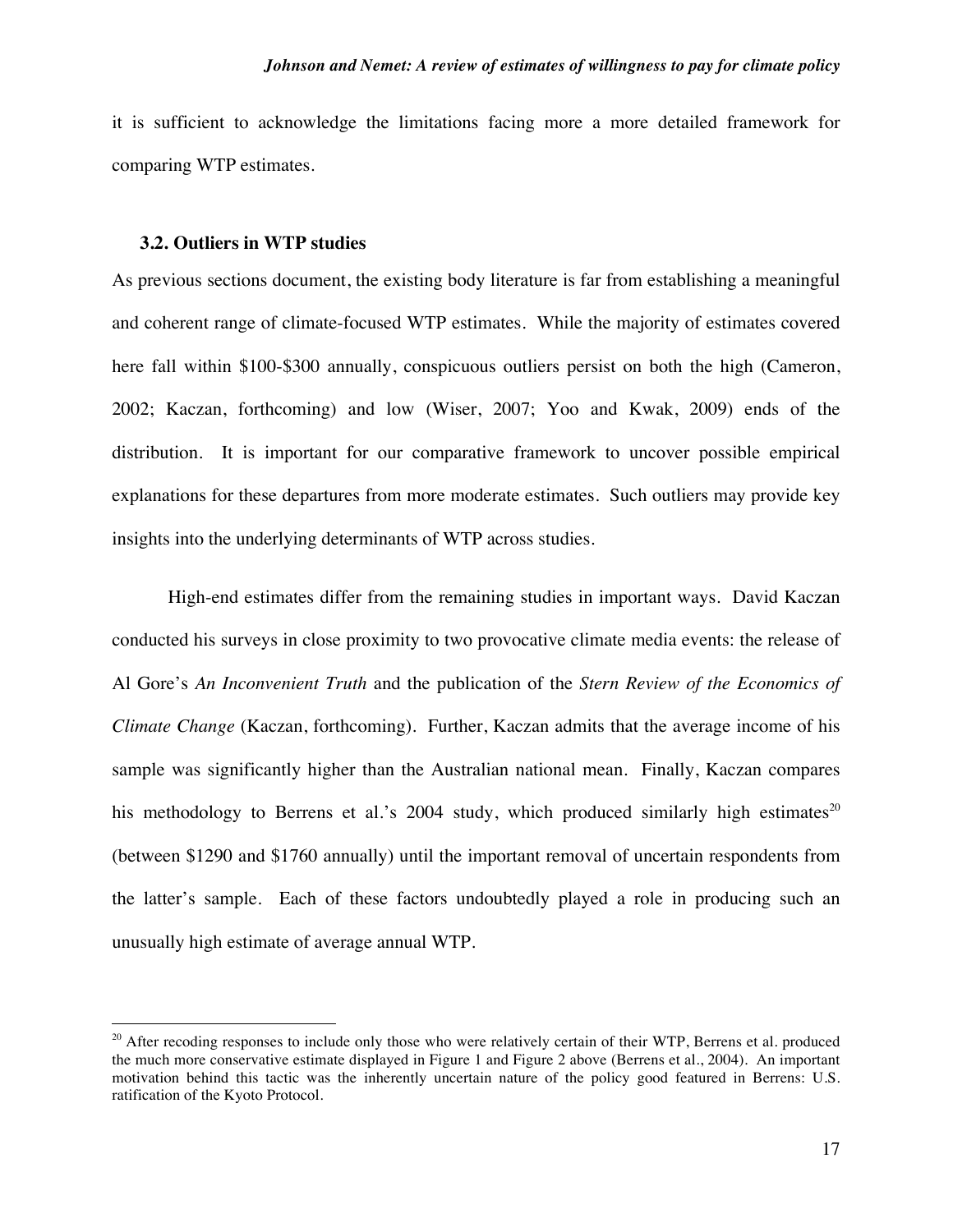it is sufficient to acknowledge the limitations facing more a more detailed framework for comparing WTP estimates.

### 3.2. Outliers in WTP studies

As previous sections document, the existing body literature is far from establishing a meaningful and coherent range of climate-focused WTP estimates. While the majority of estimates covered here fall within $100-$300 annually, conspicuous outliers persist on both the high (Cameron, 2002; Kaczan, forthcoming) and low (Wiser, 2007; Yoo and Kwak, 2009) ends of the distribution. It is important for our comparative framework to uncover possible empirical explanations for these departures from more moderate estimates. Such outliers may provide key insights into the underlying determinants of WTP across studies.

High-end estimates differ from the remaining studies in important ways. David Kaczan conducted his surveys in close proximity to two provocative climate media events: the release of Al Gore's *An Inconvenient Truth* and the publication of the *Stern Review of the Economics of Climate Change* (Kaczan, forthcoming). Further, Kaczan admits that the average income of his sample was significantly higher than the Australian national mean. Finally, Kaczan compares his methodology to Berrens et al.'s 2004 study, which produced similarly high estimates[20] (between $1290 and $1760 annually) until the important removal of uncertain respondents from the latter's sample. Each of these factors undoubtedly played a role in producing such an unusually high estimate of average annual WTP.

[20] After recoding responses to include only those who were relatively certain of their WTP, Berrens et al. produced the much more conservative estimate displayed in Figure 1 and Figure 2 above (Berrens et al., 2004). An important motivation behind this tactic was the inherently uncertain nature of the policy good featured in Berrens: U.S. ratification of the Kyoto Protocol.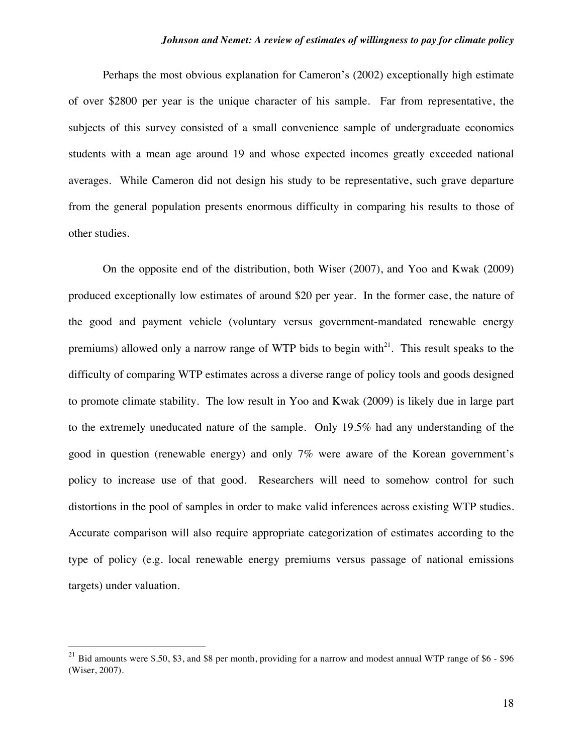Perhaps the most obvious explanation for Cameron's (2002) exceptionally high estimate of over $2800 per year is the unique character of his sample. Far from representative, the subjects of this survey consisted of a small convenience sample of undergraduate economics students with a mean age around 19 and whose expected incomes greatly exceeded national averages. While Cameron did not design his study to be representative, such grave departure from the general population presents enormous difficulty in comparing his results to those of other studies.

On the opposite end of the distribution, both Wiser (2007), and Yoo and Kwak (2009) produced exceptionally low estimates of around $20 per year. In the former case, the nature of the good and payment vehicle (voluntary versus government-mandated renewable energy premiums) allowed only a narrow range of WTP bids to begin with[21]. This result speaks to the difficulty of comparing WTP estimates across a diverse range of policy tools and goods designed to promote climate stability. The low result in Yoo and Kwak (2009) is likely due in large part to the extremely uneducated nature of the sample. Only 19.5% had any understanding of the good in question (renewable energy) and only 7% were aware of the Korean government's policy to increase use of that good. Researchers will need to somehow control for such distortions in the pool of samples in order to make valid inferences across existing WTP studies. Accurate comparison will also require appropriate categorization of estimates according to the type of policy (e.g. local renewable energy premiums versus passage of national emissions targets) under valuation.

---

[21] Bid amounts were $.50, $3, and $8 per month, providing for a narrow and modest annual WTP range of $6 - $96 (Wiser, 2007).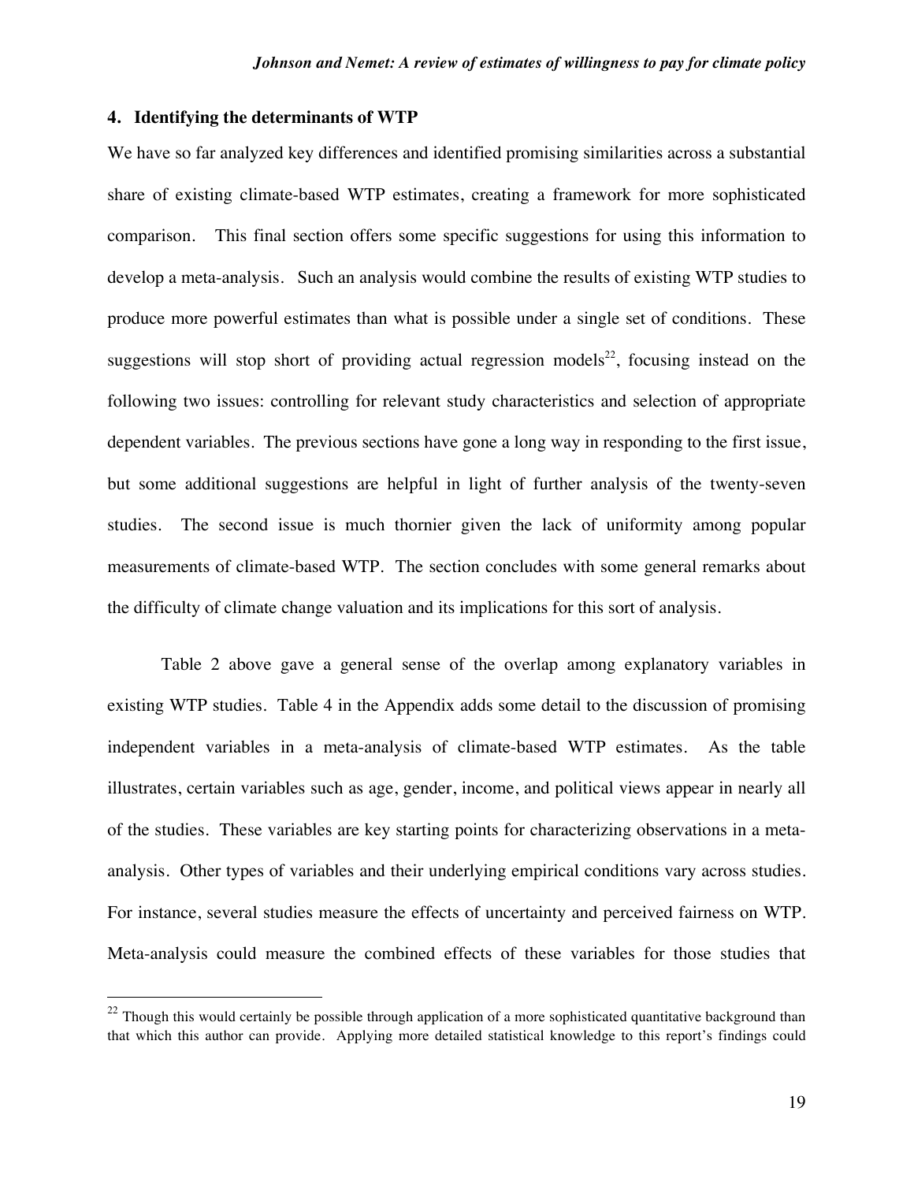## 4. Identifying the determinants of WTP

We have so far analyzed key differences and identified promising similarities across a substantial share of existing climate-based WTP estimates, creating a framework for more sophisticated comparison. This final section offers some specific suggestions for using this information to develop a meta-analysis. Such an analysis would combine the results of existing WTP studies to produce more powerful estimates than what is possible under a single set of conditions. These suggestions will stop short of providing actual regression models[22], focusing instead on the following two issues: controlling for relevant study characteristics and selection of appropriate dependent variables. The previous sections have gone a long way in responding to the first issue, but some additional suggestions are helpful in light of further analysis of the twenty-seven studies. The second issue is much thornier given the lack of uniformity among popular measurements of climate-based WTP. The section concludes with some general remarks about the difficulty of climate change valuation and its implications for this sort of analysis.

Table 2 above gave a general sense of the overlap among explanatory variables in existing WTP studies. Table 4 in the Appendix adds some detail to the discussion of promising independent variables in a meta-analysis of climate-based WTP estimates. As the table illustrates, certain variables such as age, gender, income, and political views appear in nearly all of the studies. These variables are key starting points for characterizing observations in a meta-analysis. Other types of variables and their underlying empirical conditions vary across studies. For instance, several studies measure the effects of uncertainty and perceived fairness on WTP. Meta-analysis could measure the combined effects of these variables for those studies that

[22] Though this would certainly be possible through application of a more sophisticated quantitative background than that which this author can provide. Applying more detailed statistical knowledge to this report's findings could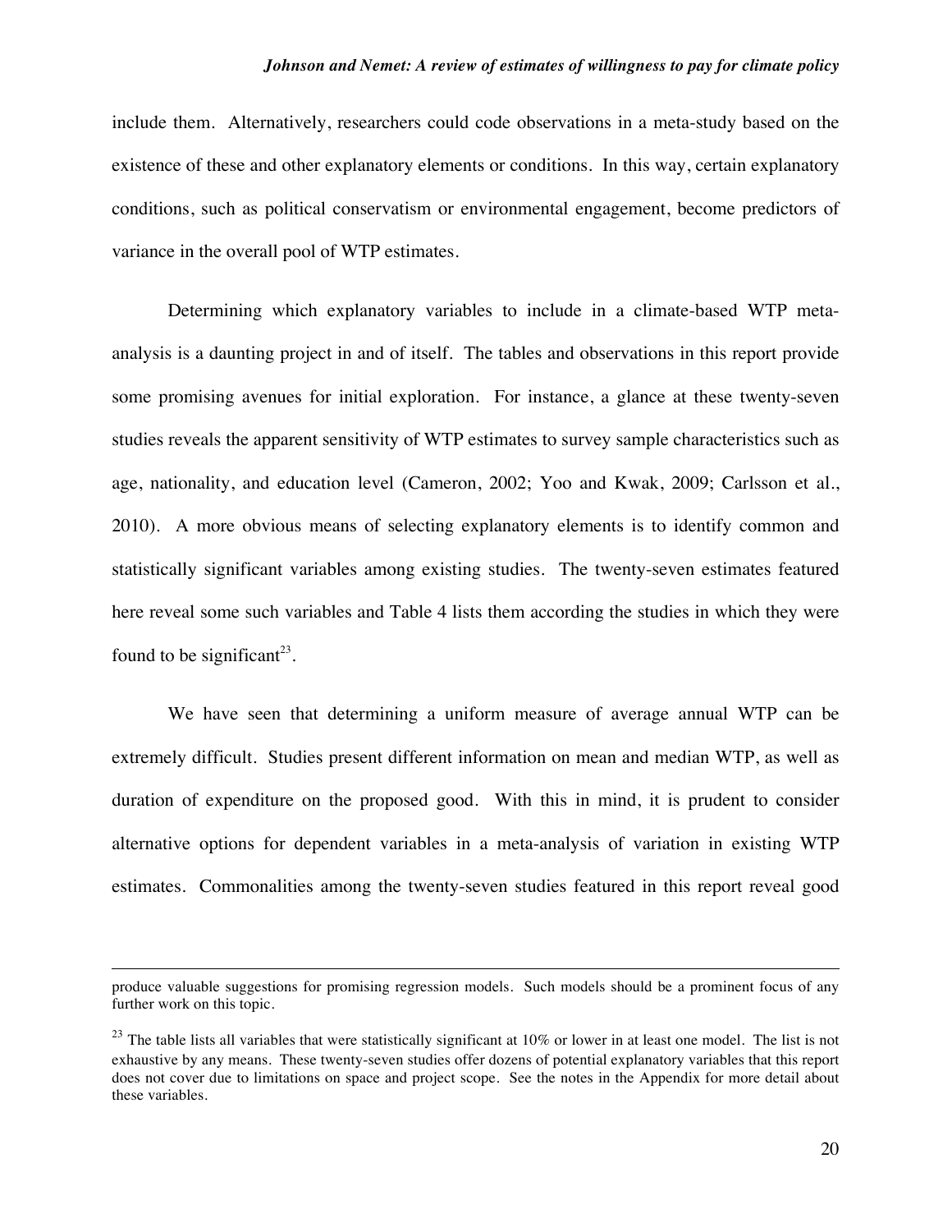include them. Alternatively, researchers could code observations in a meta-study based on the existence of these and other explanatory elements or conditions. In this way, certain explanatory conditions, such as political conservatism or environmental engagement, become predictors of variance in the overall pool of WTP estimates.

Determining which explanatory variables to include in a climate-based WTP meta-analysis is a daunting project in and of itself. The tables and observations in this report provide some promising avenues for initial exploration. For instance, a glance at these twenty-seven studies reveals the apparent sensitivity of WTP estimates to survey sample characteristics such as age, nationality, and education level (Cameron, 2002; Yoo and Kwak, 2009; Carlsson et al., 2010). A more obvious means of selecting explanatory elements is to identify common and statistically significant variables among existing studies. The twenty-seven estimates featured here reveal some such variables and Table 4 lists them according the studies in which they were found to be significant[23].

We have seen that determining a uniform measure of average annual WTP can be extremely difficult. Studies present different information on mean and median WTP, as well as duration of expenditure on the proposed good. With this in mind, it is prudent to consider alternative options for dependent variables in a meta-analysis of variation in existing WTP estimates. Commonalities among the twenty-seven studies featured in this report reveal good

---

produce valuable suggestions for promising regression models. Such models should be a prominent focus of any further work on this topic.

[23] The table lists all variables that were statistically significant at 10% or lower in at least one model. The list is not exhaustive by any means. These twenty-seven studies offer dozens of potential explanatory variables that this report does not cover due to limitations on space and project scope. See the notes in the Appendix for more detail about these variables.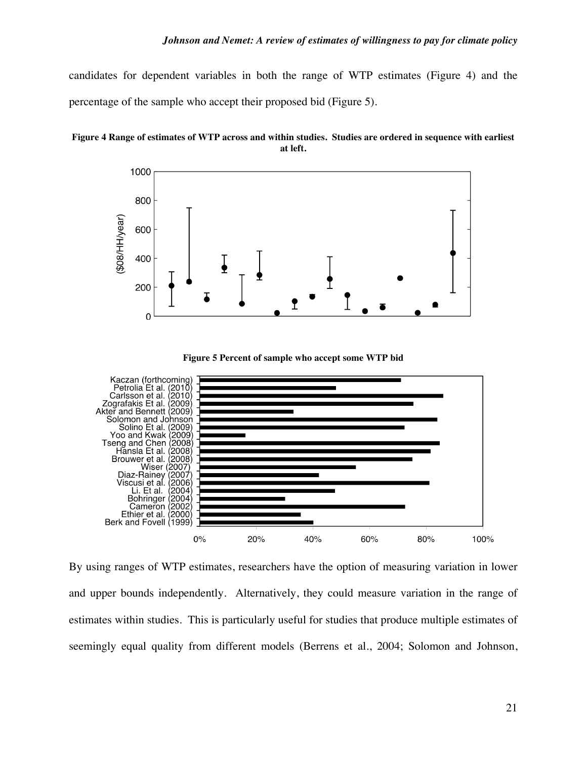candidates for dependent variables in both the range of WTP estimates (Figure 4) and the percentage of the sample who accept their proposed bid (Figure 5).

**Figure 4 Range of estimates of WTP across and within studies. Studies are ordered in sequence with earliest at left.**

**Figure 5 Percent of sample who accept some WTP bid**

By using ranges of WTP estimates, researchers have the option of measuring variation in lower and upper bounds independently. Alternatively, they could measure variation in the range of estimates within studies. This is particularly useful for studies that produce multiple estimates of seemingly equal quality from different models (Berrens et al., 2004; Solomon and Johnson,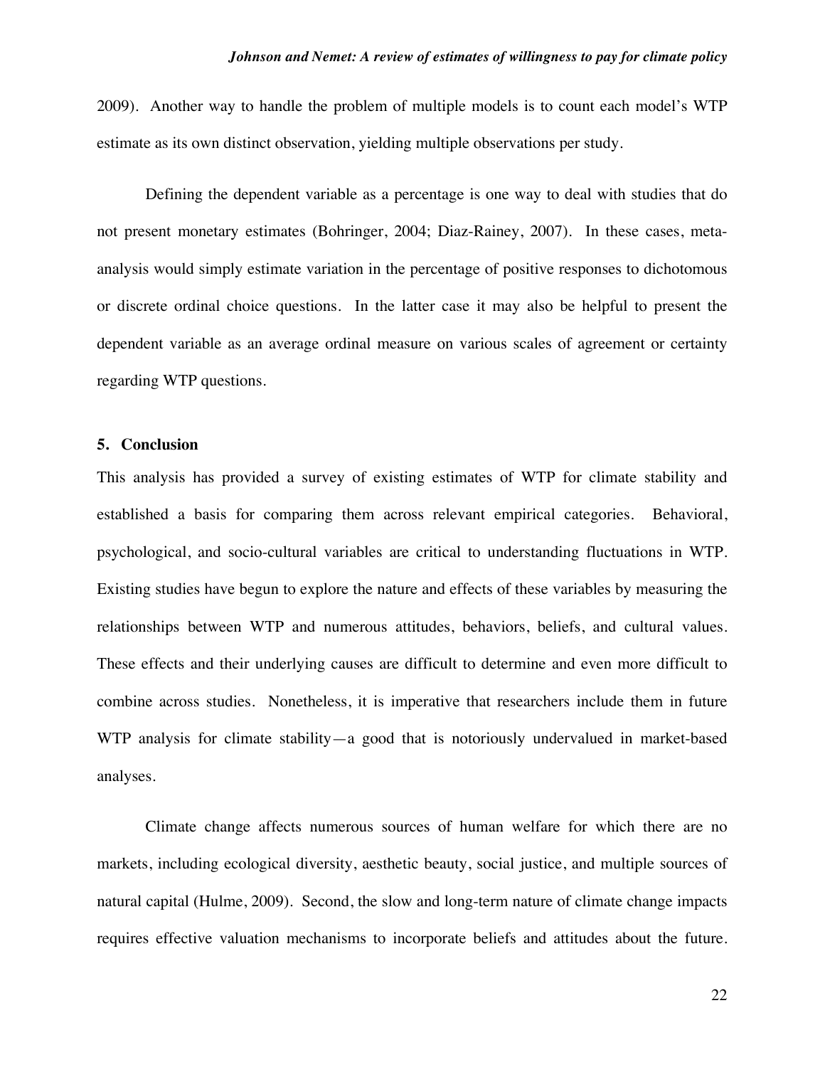2009). Another way to handle the problem of multiple models is to count each model's WTP estimate as its own distinct observation, yielding multiple observations per study.

Defining the dependent variable as a percentage is one way to deal with studies that do not present monetary estimates (Bohringer, 2004; Diaz-Rainey, 2007). In these cases, meta-analysis would simply estimate variation in the percentage of positive responses to dichotomous or discrete ordinal choice questions. In the latter case it may also be helpful to present the dependent variable as an average ordinal measure on various scales of agreement or certainty regarding WTP questions.

## 5. Conclusion

This analysis has provided a survey of existing estimates of WTP for climate stability and established a basis for comparing them across relevant empirical categories. Behavioral, psychological, and socio-cultural variables are critical to understanding fluctuations in WTP. Existing studies have begun to explore the nature and effects of these variables by measuring the relationships between WTP and numerous attitudes, behaviors, beliefs, and cultural values. These effects and their underlying causes are difficult to determine and even more difficult to combine across studies. Nonetheless, it is imperative that researchers include them in future WTP analysis for climate stability—a good that is notoriously undervalued in market-based analyses.

Climate change affects numerous sources of human welfare for which there are no markets, including ecological diversity, aesthetic beauty, social justice, and multiple sources of natural capital (Hulme, 2009). Second, the slow and long-term nature of climate change impacts requires effective valuation mechanisms to incorporate beliefs and attitudes about the future.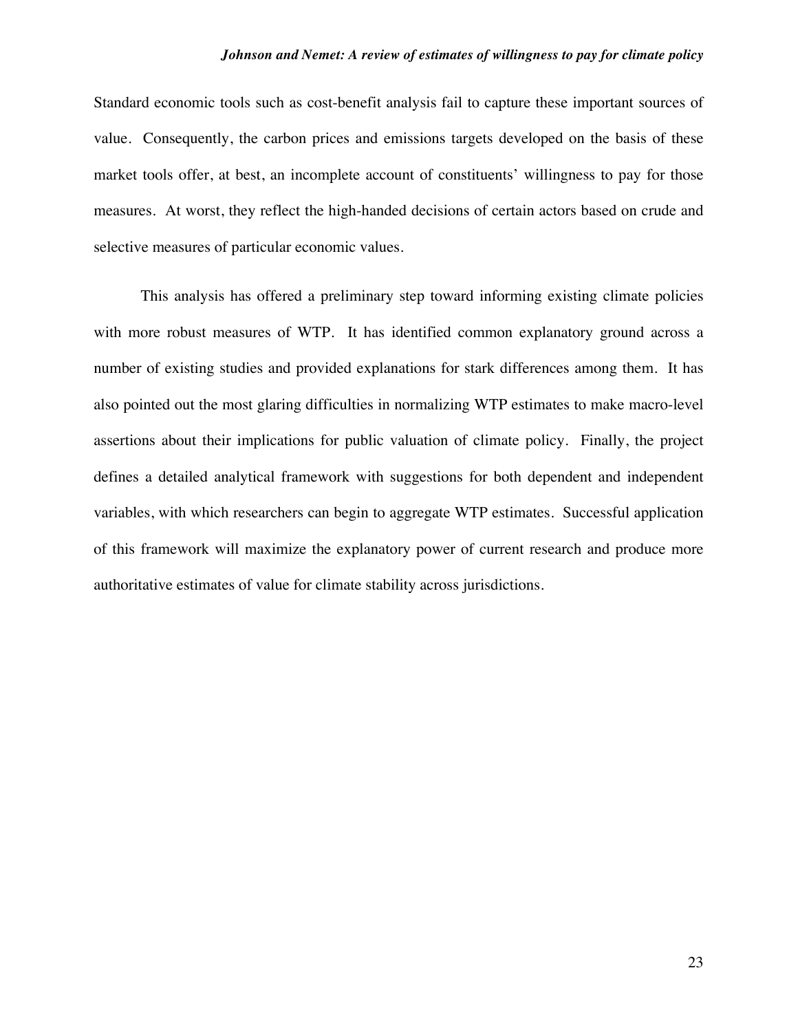Standard economic tools such as cost-benefit analysis fail to capture these important sources of value. Consequently, the carbon prices and emissions targets developed on the basis of these market tools offer, at best, an incomplete account of constituents' willingness to pay for those measures. At worst, they reflect the high-handed decisions of certain actors based on crude and selective measures of particular economic values.

This analysis has offered a preliminary step toward informing existing climate policies with more robust measures of WTP. It has identified common explanatory ground across a number of existing studies and provided explanations for stark differences among them. It has also pointed out the most glaring difficulties in normalizing WTP estimates to make macro-level assertions about their implications for public valuation of climate policy. Finally, the project defines a detailed analytical framework with suggestions for both dependent and independent variables, with which researchers can begin to aggregate WTP estimates. Successful application of this framework will maximize the explanatory power of current research and produce more authoritative estimates of value for climate stability across jurisdictions.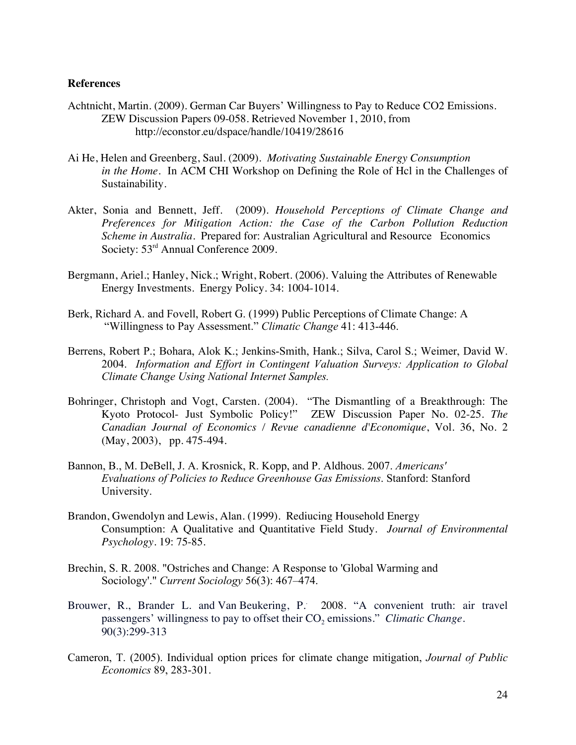**References**

Achtnicht, Martin. (2009). German Car Buyers' Willingness to Pay to Reduce CO2 Emissions. ZEW Discussion Papers 09-058. Retrieved November 1, 2010, from http://econstor.eu/dspace/handle/10419/28616

Ai He, Helen and Greenberg, Saul. (2009). *Motivating Sustainable Energy Consumption in the Home*. In ACM CHI Workshop on Defining the Role of Hcl in the Challenges of Sustainability.

Akter, Sonia and Bennett, Jeff. (2009). *Household Perceptions of Climate Change and Preferences for Mitigation Action: the Case of the Carbon Pollution Reduction Scheme in Australia*. Prepared for: Australian Agricultural and Resource Economics Society: 53rd Annual Conference 2009.

Bergmann, Ariel.; Hanley, Nick.; Wright, Robert. (2006). Valuing the Attributes of Renewable Energy Investments. Energy Policy. 34: 1004-1014.

Berk, Richard A. and Fovell, Robert G. (1999) Public Perceptions of Climate Change: A "Willingness to Pay Assessment." *Climatic Change* 41: 413-446.

Berrens, Robert P.; Bohara, Alok K.; Jenkins-Smith, Hank.; Silva, Carol S.; Weimer, David W. 2004. *Information and Effort in Contingent Valuation Surveys: Application to Global Climate Change Using National Internet Samples.*

Bohringer, Christoph and Vogt, Carsten. (2004). "The Dismantling of a Breakthrough: The Kyoto Protocol- Just Symbolic Policy!" ZEW Discussion Paper No. 02-25. *The Canadian Journal of Economics / Revue canadienne d'Economique*, Vol. 36, No. 2 (May, 2003), pp. 475-494.

Bannon, B., M. DeBell, J. A. Krosnick, R. Kopp, and P. Aldhous. 2007. *Americans' Evaluations of Policies to Reduce Greenhouse Gas Emissions.* Stanford: Stanford University.

Brandon, Gwendolyn and Lewis, Alan. (1999). Rediucing Household Energy Consumption: A Qualitative and Quantitative Field Study. *Journal of Environmental Psychology*. 19: 75-85.

Brechin, S. R. 2008. "Ostriches and Change: A Response to 'Global Warming and Sociology'." *Current Sociology* 56(3): 467–474.

Brouwer, R., Brander L. and Van Beukering, P. 2008. "A convenient truth: air travel passengers' willingness to pay to offset their $CO_2$ emissions." *Climatic Change*. 90(3):299-313

Cameron, T. (2005). Individual option prices for climate change mitigation, *Journal of Public Economics* 89, 283-301.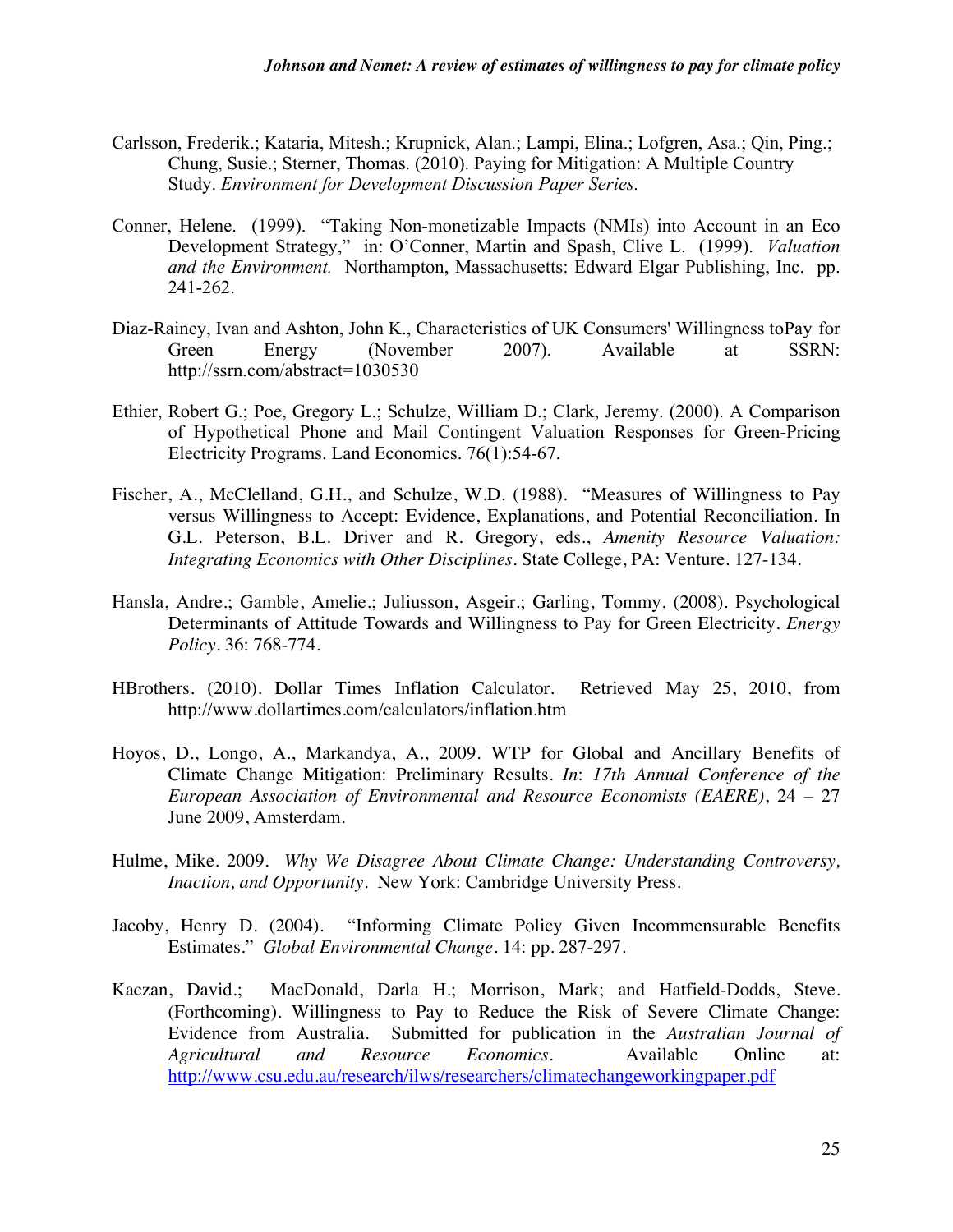Carlsson, Frederik.; Kataria, Mitesh.; Krupnick, Alan.; Lampi, Elina.; Lofgren, Asa.; Qin, Ping.; Chung, Susie.; Sterner, Thomas. (2010). Paying for Mitigation: A Multiple Country Study. *Environment for Development Discussion Paper Series.*

Conner, Helene. (1999). "Taking Non-monetizable Impacts (NMIs) into Account in an Eco Development Strategy," in: O'Conner, Martin and Spash, Clive L. (1999). *Valuation and the Environment.* Northampton, Massachusetts: Edward Elgar Publishing, Inc. pp. 241-262.

Diaz-Rainey, Ivan and Ashton, John K., Characteristics of UK Consumers' Willingness toPay for Green Energy (November 2007). Available at SSRN: http://ssrn.com/abstract=1030530

Ethier, Robert G.; Poe, Gregory L.; Schulze, William D.; Clark, Jeremy. (2000). A Comparison of Hypothetical Phone and Mail Contingent Valuation Responses for Green-Pricing Electricity Programs. Land Economics. 76(1):54-67.

Fischer, A., McClelland, G.H., and Schulze, W.D. (1988). "Measures of Willingness to Pay versus Willingness to Accept: Evidence, Explanations, and Potential Reconciliation. In G.L. Peterson, B.L. Driver and R. Gregory, eds., *Amenity Resource Valuation: Integrating Economics with Other Disciplines*. State College, PA: Venture. 127-134.

Hansla, Andre.; Gamble, Amelie.; Juliusson, Asgeir.; Garling, Tommy. (2008). Psychological Determinants of Attitude Towards and Willingness to Pay for Green Electricity. *Energy Policy*. 36: 768-774.

HBrothers. (2010). Dollar Times Inflation Calculator. Retrieved May 25, 2010, from http://www.dollartimes.com/calculators/inflation.htm

Hoyos, D., Longo, A., Markandya, A., 2009. WTP for Global and Ancillary Benefits of Climate Change Mitigation: Preliminary Results. *In*: *17th Annual Conference of the European Association of Environmental and Resource Economists (EAERE)*, 24 – 27 June 2009, Amsterdam.

Hulme, Mike. 2009. *Why We Disagree About Climate Change: Understanding Controversy, Inaction, and Opportunity*. New York: Cambridge University Press.

Jacoby, Henry D. (2004). "Informing Climate Policy Given Incommensurable Benefits Estimates." *Global Environmental Change*. 14: pp. 287-297.

Kaczan, David.; MacDonald, Darla H.; Morrison, Mark; and Hatfield-Dodds, Steve. (Forthcoming). Willingness to Pay to Reduce the Risk of Severe Climate Change: Evidence from Australia. Submitted for publication in the *Australian Journal of Agricultural and Resource Economics*. Available Online at: http://www.csu.edu.au/research/ilws/researchers/climatechangeworkingpaper.pdf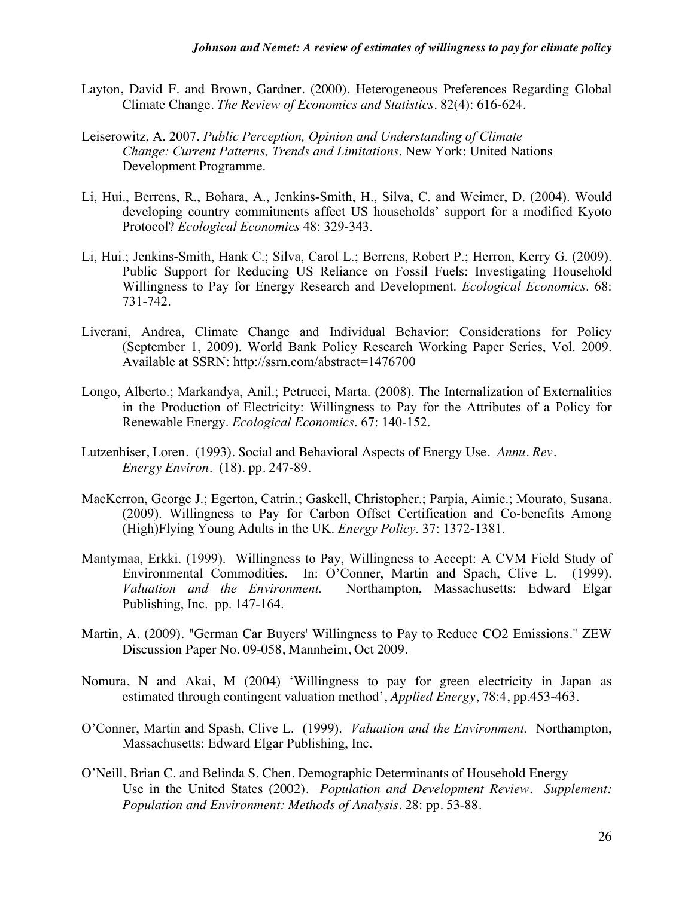Layton, David F. and Brown, Gardner. (2000). Heterogeneous Preferences Regarding Global Climate Change. *The Review of Economics and Statistics*. 82(4): 616-624.

Leiserowitz, A. 2007. *Public Perception, Opinion and Understanding of Climate Change: Current Patterns, Trends and Limitations*. New York: United Nations Development Programme.

Li, Hui., Berrens, R., Bohara, A., Jenkins-Smith, H., Silva, C. and Weimer, D. (2004). Would developing country commitments affect US households' support for a modified Kyoto Protocol? *Ecological Economics* 48: 329-343.

Li, Hui.; Jenkins-Smith, Hank C.; Silva, Carol L.; Berrens, Robert P.; Herron, Kerry G. (2009). Public Support for Reducing US Reliance on Fossil Fuels: Investigating Household Willingness to Pay for Energy Research and Development. *Ecological Economics*. 68: 731-742.

Liverani, Andrea, Climate Change and Individual Behavior: Considerations for Policy (September 1, 2009). World Bank Policy Research Working Paper Series, Vol. 2009. Available at SSRN: http://ssrn.com/abstract=1476700

Longo, Alberto.; Markandya, Anil.; Petrucci, Marta. (2008). The Internalization of Externalities in the Production of Electricity: Willingness to Pay for the Attributes of a Policy for Renewable Energy. *Ecological Economics*. 67: 140-152.

Lutzenhiser, Loren. (1993). Social and Behavioral Aspects of Energy Use. *Annu. Rev. Energy Environ.* (18). pp. 247-89.

MacKerron, George J.; Egerton, Catrin.; Gaskell, Christopher.; Parpia, Aimie.; Mourato, Susana. (2009). Willingness to Pay for Carbon Offset Certification and Co-benefits Among (High)Flying Young Adults in the UK. *Energy Policy*. 37: 1372-1381.

Mantymaa, Erkki. (1999). Willingness to Pay, Willingness to Accept: A CVM Field Study of Environmental Commodities. In: O'Conner, Martin and Spach, Clive L. (1999). *Valuation and the Environment.* Northampton, Massachusetts: Edward Elgar Publishing, Inc. pp. 147-164.

Martin, A. (2009). "German Car Buyers' Willingness to Pay to Reduce CO2 Emissions." ZEW Discussion Paper No. 09-058, Mannheim, Oct 2009.

Nomura, N and Akai, M (2004) 'Willingness to pay for green electricity in Japan as estimated through contingent valuation method', *Applied Energy*, 78:4, pp.453-463.

O'Conner, Martin and Spash, Clive L. (1999). *Valuation and the Environment.* Northampton, Massachusetts: Edward Elgar Publishing, Inc.

O'Neill, Brian C. and Belinda S. Chen. Demographic Determinants of Household Energy Use in the United States (2002). *Population and Development Review. Supplement: Population and Environment: Methods of Analysis*. 28: pp. 53-88.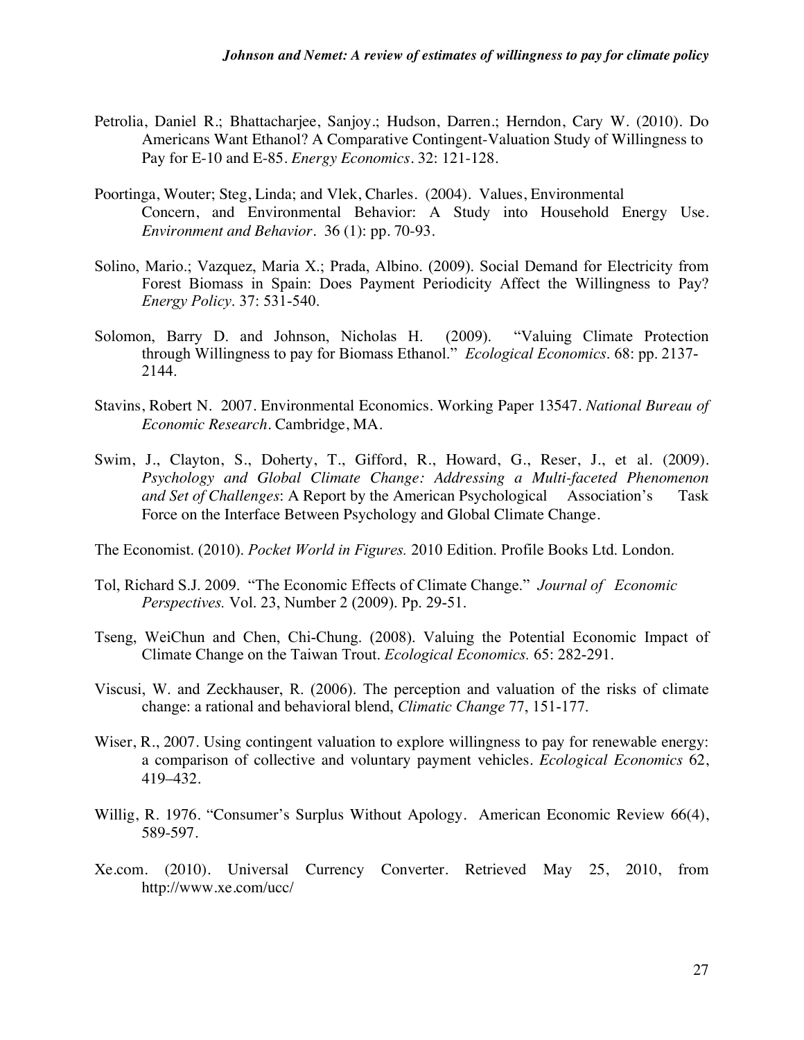Petrolia, Daniel R.; Bhattacharjee, Sanjoy.; Hudson, Darren.; Herndon, Cary W. (2010). Do Americans Want Ethanol? A Comparative Contingent-Valuation Study of Willingness to Pay for E-10 and E-85. *Energy Economics*. 32: 121-128.

Poortinga, Wouter; Steg, Linda; and Vlek, Charles. (2004). Values, Environmental Concern, and Environmental Behavior: A Study into Household Energy Use. *Environment and Behavior*. 36 (1): pp. 70-93.

Solino, Mario.; Vazquez, Maria X.; Prada, Albino. (2009). Social Demand for Electricity from Forest Biomass in Spain: Does Payment Periodicity Affect the Willingness to Pay? *Energy Policy*. 37: 531-540.

Solomon, Barry D. and Johnson, Nicholas H. (2009). "Valuing Climate Protection through Willingness to pay for Biomass Ethanol." *Ecological Economics*. 68: pp. 2137-2144.

Stavins, Robert N. 2007. Environmental Economics. Working Paper 13547. *National Bureau of Economic Research*. Cambridge, MA.

Swim, J., Clayton, S., Doherty, T., Gifford, R., Howard, G., Reser, J., et al. (2009). *Psychology and Global Climate Change: Addressing a Multi-faceted Phenomenon and Set of Challenges*: A Report by the American Psychological Association's Task Force on the Interface Between Psychology and Global Climate Change.

The Economist. (2010). *Pocket World in Figures.* 2010 Edition. Profile Books Ltd. London.

Tol, Richard S.J. 2009. "The Economic Effects of Climate Change." *Journal of Economic Perspectives.* Vol. 23, Number 2 (2009). Pp. 29-51.

Tseng, WeiChun and Chen, Chi-Chung. (2008). Valuing the Potential Economic Impact of Climate Change on the Taiwan Trout. *Ecological Economics.* 65: 282-291.

Viscusi, W. and Zeckhauser, R. (2006). The perception and valuation of the risks of climate change: a rational and behavioral blend, *Climatic Change* 77, 151-177.

Wiser, R., 2007. Using contingent valuation to explore willingness to pay for renewable energy: a comparison of collective and voluntary payment vehicles. *Ecological Economics* 62, 419–432.

Willig, R. 1976. "Consumer's Surplus Without Apology. American Economic Review 66(4), 589-597.

Xe.com. (2010). Universal Currency Converter. Retrieved May 25, 2010, from http://www.xe.com/ucc/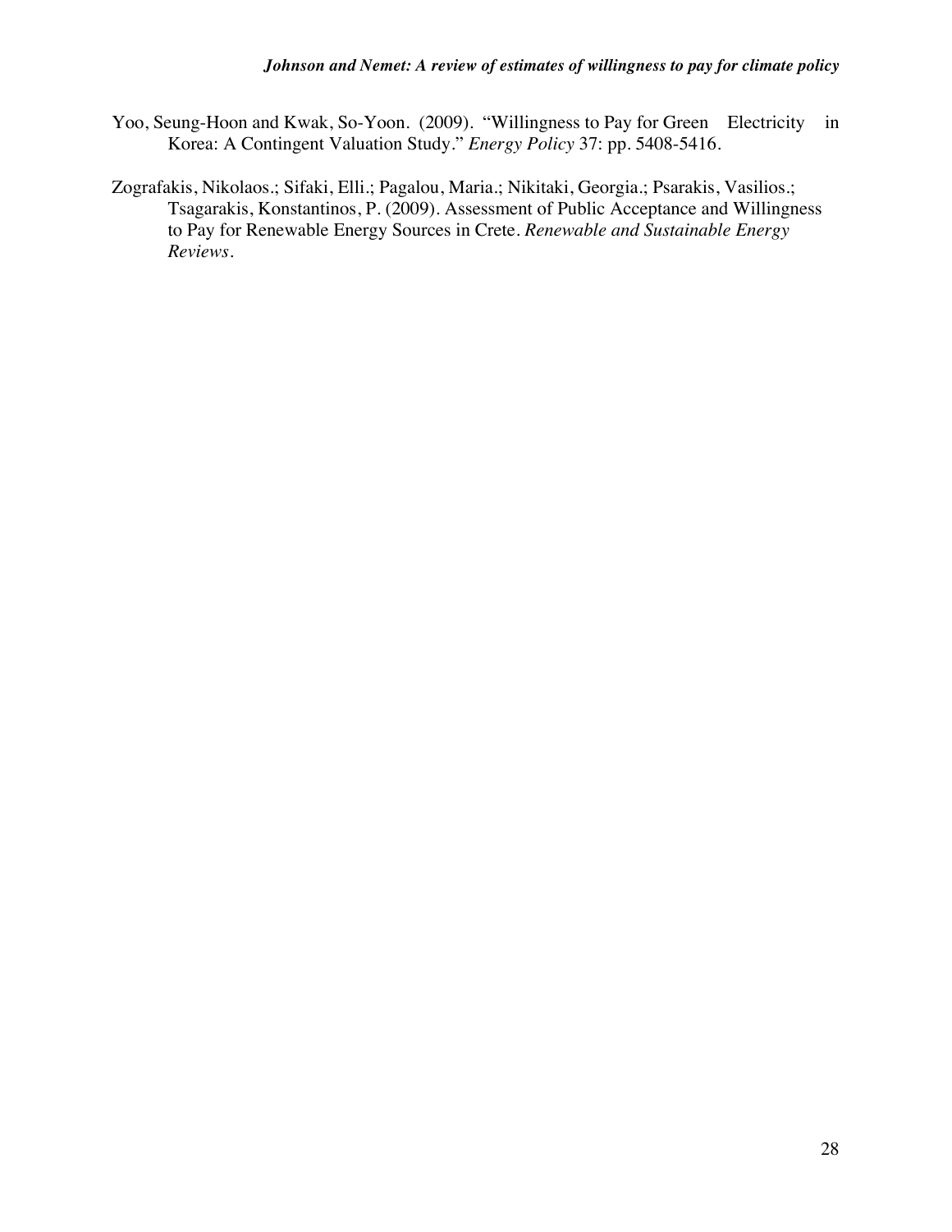Yoo, Seung-Hoon and Kwak, So-Yoon. (2009). "Willingness to Pay for Green Electricity in Korea: A Contingent Valuation Study." *Energy Policy* 37: pp. 5408-5416.

Zografakis, Nikolaos.; Sifaki, Elli.; Pagalou, Maria.; Nikitaki, Georgia.; Psarakis, Vasilios.; Tsagarakis, Konstantinos, P. (2009). Assessment of Public Acceptance and Willingness to Pay for Renewable Energy Sources in Crete. *Renewable and Sustainable Energy Reviews*.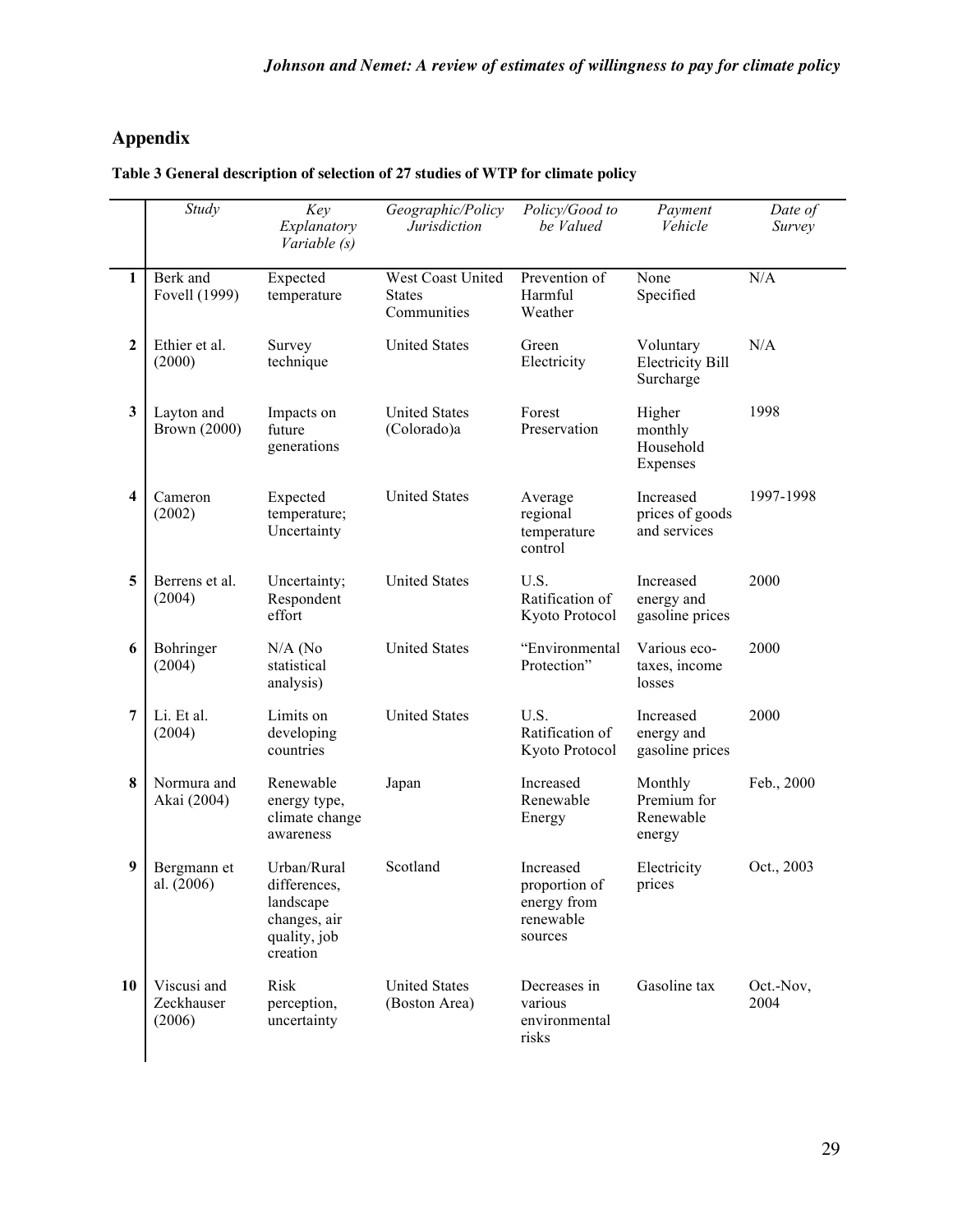## Appendix

**Table 3 General description of selection of 27 studies of WTP for climate policy**

| | *Study* | *Key Explanatory Variable (s)* | *Geographic/Policy Jurisdiction* | *Policy/Good to be Valued* | *Payment Vehicle* | *Date of Survey* |
|---|---|---|---|---|---|---|
| **1** | Berk and Fovell (1999) | Expected temperature | West Coast United States Communities | Prevention of Harmful Weather | None Specified | N/A |
| **2** | Ethier et al. (2000) | Survey technique | United States | Green Electricity | Voluntary Electricity Bill Surcharge | N/A |
| **3** | Layton and Brown (2000) | Impacts on future generations | United States (Colorado)a | Forest Preservation | Higher monthly Household Expenses | 1998 |
| **4** | Cameron (2002) | Expected temperature; Uncertainty | United States | Average regional temperature control | Increased prices of goods and services | 1997-1998 |
| **5** | Berrens et al. (2004) | Uncertainty; Respondent effort | United States | U.S. Ratification of Kyoto Protocol | Increased energy and gasoline prices | 2000 |
| **6** | Bohringer (2004) | N/A (No statistical analysis) | United States | "Environmental Protection" | Various eco-taxes, income losses | 2000 |
| **7** | Li. Et al. (2004) | Limits on developing countries | United States | U.S. Ratification of Kyoto Protocol | Increased energy and gasoline prices | 2000 |
| **8** | Normura and Akai (2004) | Renewable energy type, climate change awareness | Japan | Increased Renewable Energy | Monthly Premium for Renewable energy | Feb., 2000 |
| **9** | Bergmann et al. (2006) | Urban/Rural differences, landscape changes, air quality, job creation | Scotland | Increased proportion of energy from renewable sources | Electricity prices | Oct., 2003 |
| **10** | Viscusi and Zeckhauser (2006) | Risk perception, uncertainty | United States (Boston Area) | Decreases in various environmental risks | Gasoline tax | Oct.-Nov, 2004 |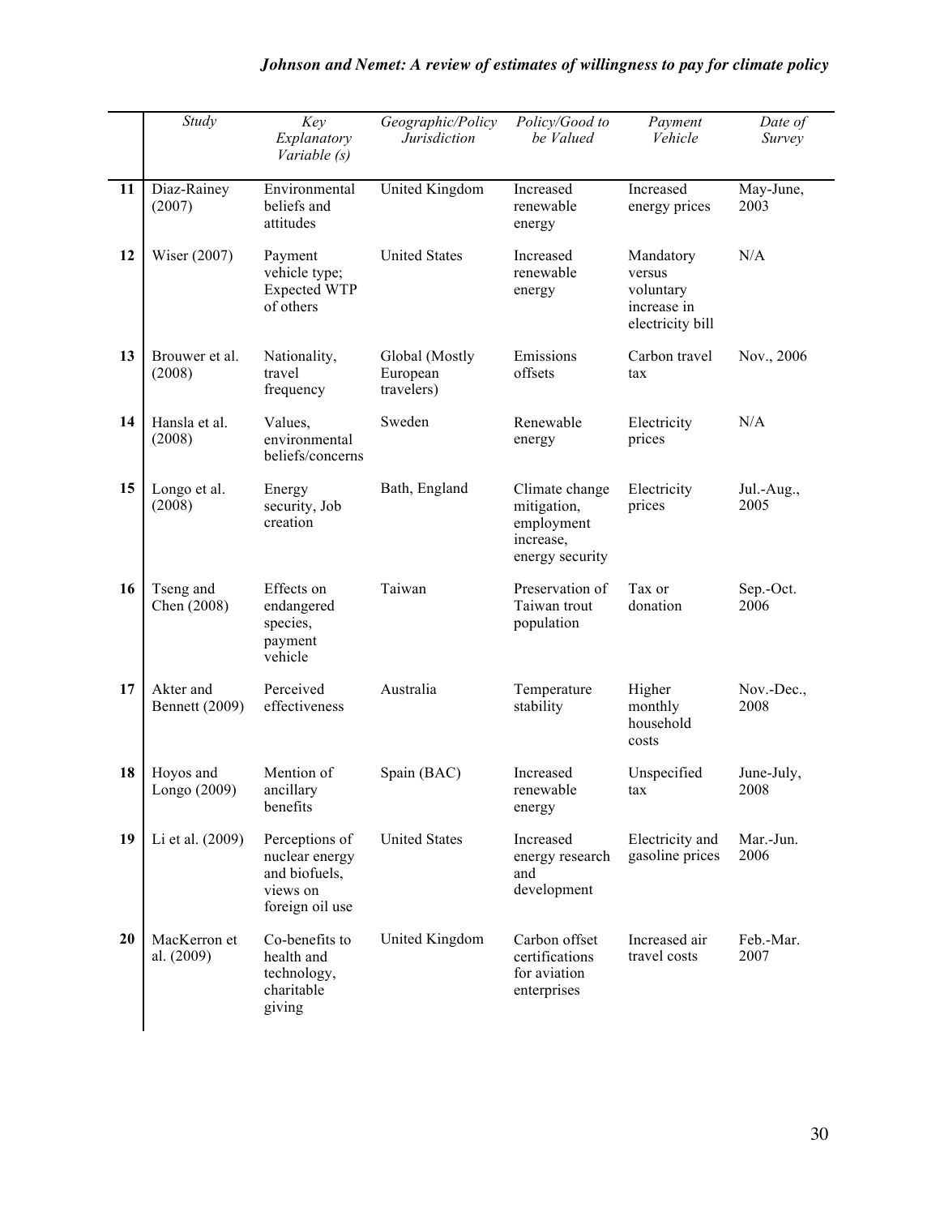| | Study | Key Explanatory Variable (s) | Geographic/Policy Jurisdiction | Policy/Good to be Valued | Payment Vehicle | Date of Survey |
|---|---|---|---|---|---|---|
| 11 | Diaz-Rainey (2007) | Environmental beliefs and attitudes | United Kingdom | Increased renewable energy | Increased energy prices | May-June, 2003 |
| 12 | Wiser (2007) | Payment vehicle type; Expected WTP of others | United States | Increased renewable energy | Mandatory versus voluntary increase in electricity bill | N/A |
| 13 | Brouwer et al. (2008) | Nationality, travel frequency | Global (Mostly European travelers) | Emissions offsets | Carbon travel tax | Nov., 2006 |
| 14 | Hansla et al. (2008) | Values, environmental beliefs/concerns | Sweden | Renewable energy | Electricity prices | N/A |
| 15 | Longo et al. (2008) | Energy security, Job creation | Bath, England | Climate change mitigation, employment increase, energy security | Electricity prices | Jul.-Aug., 2005 |
| 16 | Tseng and Chen (2008) | Effects on endangered species, payment vehicle | Taiwan | Preservation of Taiwan trout population | Tax or donation | Sep.-Oct. 2006 |
| 17 | Akter and Bennett (2009) | Perceived effectiveness | Australia | Temperature stability | Higher monthly household costs | Nov.-Dec., 2008 |
| 18 | Hoyos and Longo (2009) | Mention of ancillary benefits | Spain (BAC) | Increased renewable energy | Unspecified tax | June-July, 2008 |
| 19 | Li et al. (2009) | Perceptions of nuclear energy and biofuels, views on foreign oil use | United States | Increased energy research and development | Electricity and gasoline prices | Mar.-Jun. 2006 |
| 20 | MacKerron et al. (2009) | Co-benefits to health and technology, charitable giving | United Kingdom | Carbon offset certifications for aviation enterprises | Increased air travel costs | Feb.-Mar. 2007 |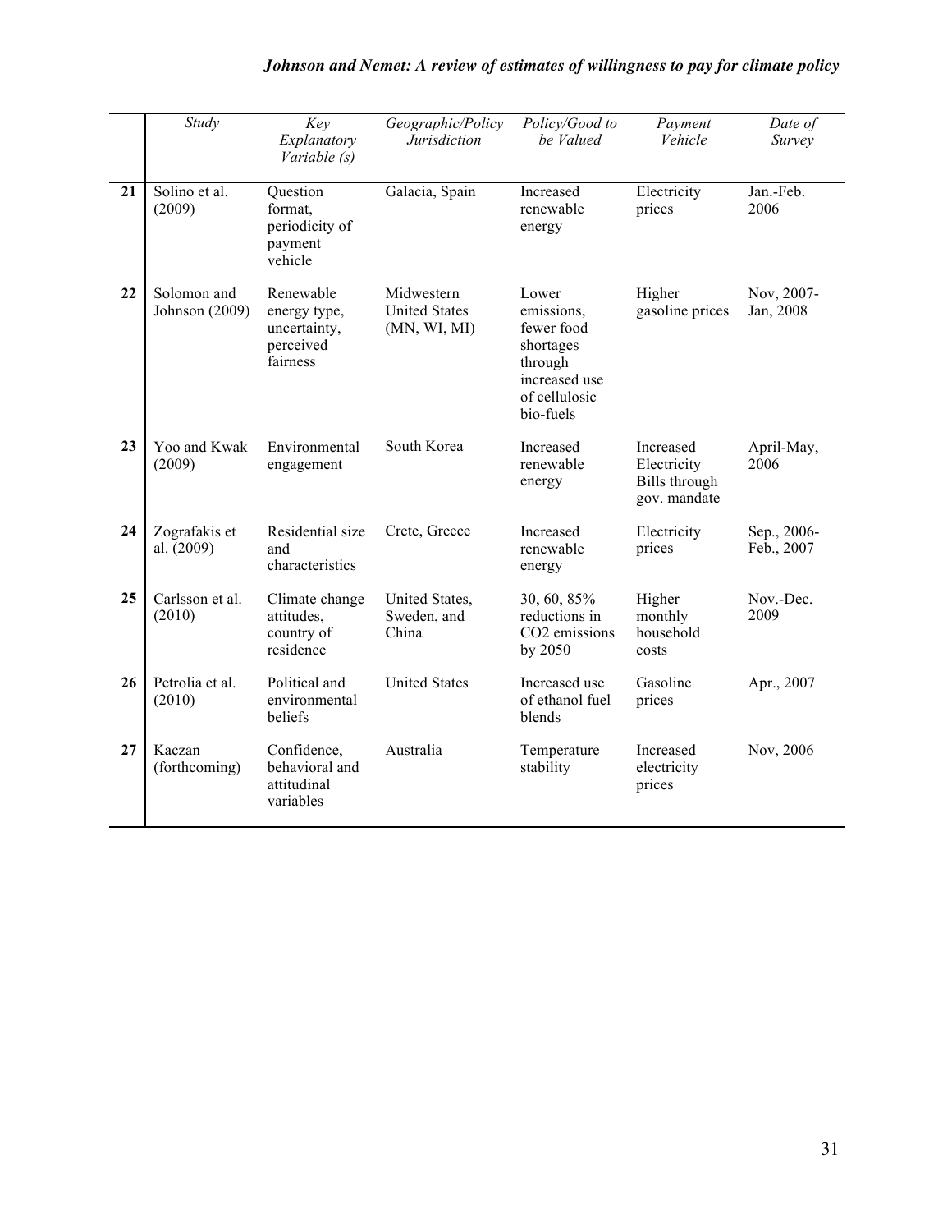| | Study | Key Explanatory Variable (s) | Geographic/Policy Jurisdiction | Policy/Good to be Valued | Payment Vehicle | Date of Survey |
|---|---|---|---|---|---|---|
| 21 | Solino et al. (2009) | Question format, periodicity of payment vehicle | Galacia, Spain | Increased renewable energy | Electricity prices | Jan.-Feb. 2006 |
| 22 | Solomon and Johnson (2009) | Renewable energy type, uncertainty, perceived fairness | Midwestern United States (MN, WI, MI) | Lower emissions, fewer food shortages through increased use of cellulosic bio-fuels | Higher gasoline prices | Nov, 2007-Jan, 2008 |
| 23 | Yoo and Kwak (2009) | Environmental engagement | South Korea | Increased renewable energy | Increased Electricity Bills through gov. mandate | April-May, 2006 |
| 24 | Zografakis et al. (2009) | Residential size and characteristics | Crete, Greece | Increased renewable energy | Electricity prices | Sep., 2006-Feb., 2007 |
| 25 | Carlsson et al. (2010) | Climate change attitudes, country of residence | United States, Sweden, and China | 30, 60, 85% reductions in $CO_2$ emissions by 2050 | Higher monthly household costs | Nov.-Dec. 2009 |
| 26 | Petrolia et al. (2010) | Political and environmental beliefs | United States | Increased use of ethanol fuel blends | Gasoline prices | Apr., 2007 |
| 27 | Kaczan (forthcoming) | Confidence, behavioral and attitudinal variables | Australia | Temperature stability | Increased electricity prices | Nov, 2006 |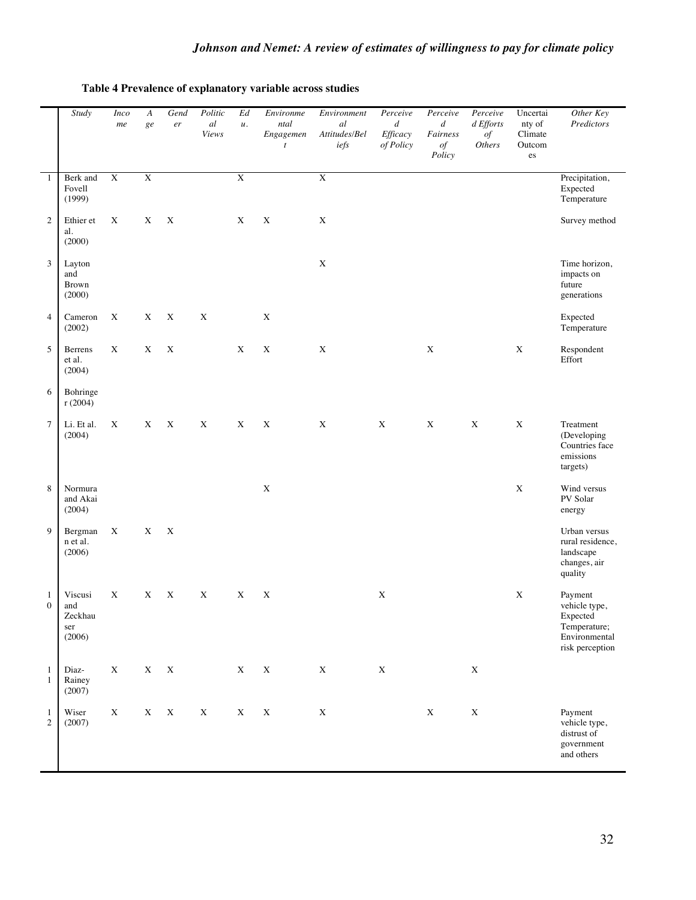**Table 4 Prevalence of explanatory variable across studies**

| | *Study* | *Income* | *Age* | *Gender* | *Political Views* | *Edu.* | *Environmental Engagement* | *Environmental Attitudes/Beliefs* | *Perceived Efficacy of Policy* | *Perceived Fairness of Policy* | *Perceived Efforts of Others* | Uncertainty of Climate Outcomes | *Other Key Predictors* |
|---|---|---|---|---|---|---|---|---|---|---|---|---|---|
| 1 | Berk and Fovell (1999) | X | X | | | X | | X | | | | | Precipitation, Expected Temperature |
| 2 | Ethier et al. (2000) | X | X | X | | X | X | X | | | | | Survey method |
| 3 | Layton and Brown (2000) | | | | | | | X | | | | | Time horizon, impacts on future generations |
| 4 | Cameron (2002) | X | X | X | X | | X | | | | | | Expected Temperature |
| 5 | Berrens et al. (2004) | X | X | X | | X | X | X | | X | | X | Respondent Effort |
| 6 | Bohringer (2004) | | | | | | | | | | | | |
| 7 | Li. Et al. (2004) | X | X | X | X | X | X | X | X | X | X | X | Treatment (Developing Countries face emissions targets) |
| 8 | Normura and Akai (2004) | | | | | | X | | | | | X | Wind versus PV Solar energy |
| 9 | Bergmann et al. (2006) | X | X | X | | | | | | | | | Urban versus rural residence, landscape changes, air quality |
| 10 | Viscusi and Zeckhauser (2006) | X | X | X | X | X | X | | X | | | X | Payment vehicle type, Expected Temperature; Environmental risk perception |
| 11 | Diaz-Rainey (2007) | X | X | X | | X | X | X | X | | X | | |
| 12 | Wiser (2007) | X | X | X | X | X | X | X | | X | X | | Payment vehicle type, distrust of government and others |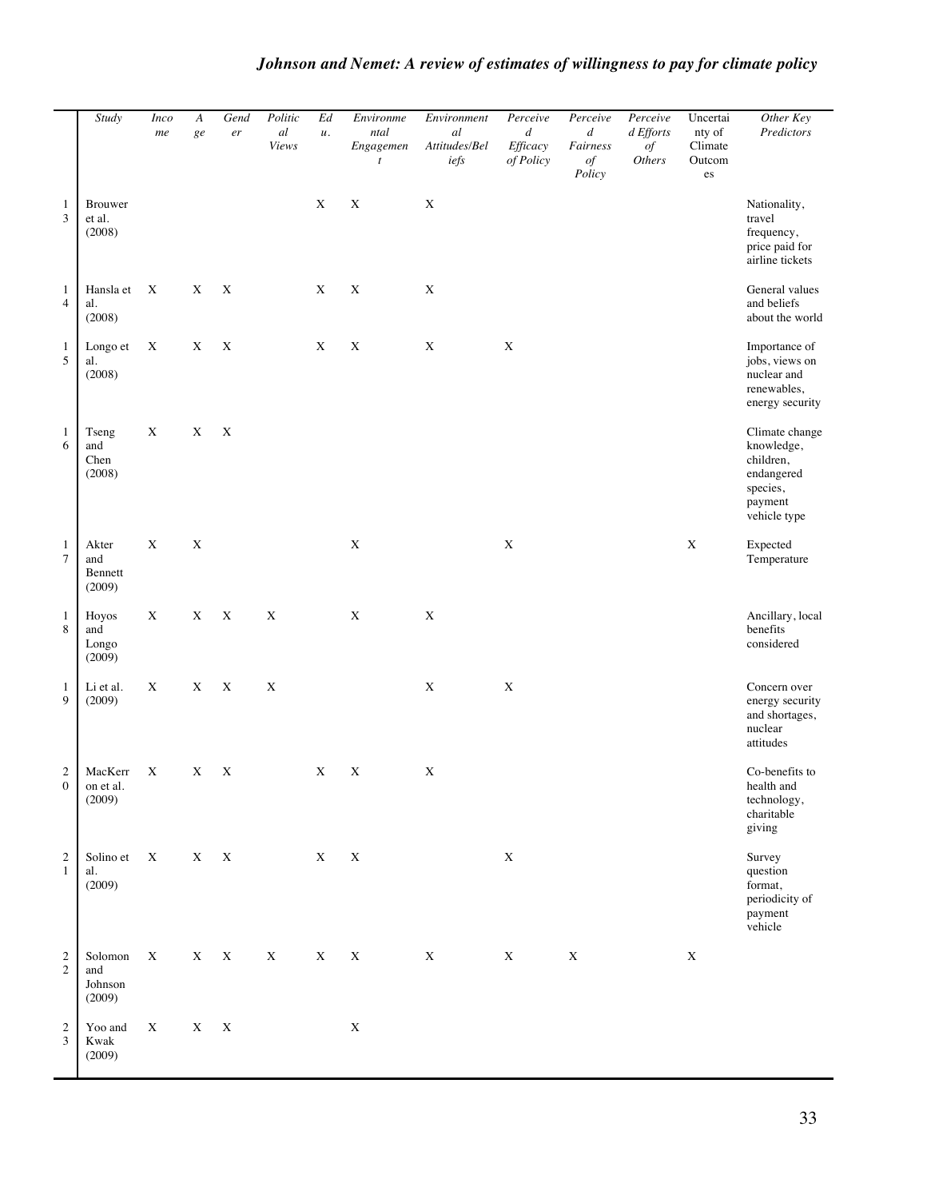| | Study | Income | Age | Gender | Political Views | Edu. | Environmental Engagement | Environmental Attitudes/Beliefs | Perceived Efficacy of Policy | Perceived Fairness of Policy | Perceived Efforts of Others | Uncertainty of Climate Outcomes | Other Key Predictors |
|---|---|---|---|---|---|---|---|---|---|---|---|---|---|
| 13 | Brouwer et al. (2008) | | | | | X | X | X | | | | | Nationality, travel frequency, price paid for airline tickets |
| 14 | Hansla et al. (2008) | X | X | X | | X | X | X | | | | | General values and beliefs about the world |
| 15 | Longo et al. (2008) | X | X | X | | X | X | X | X | | | | Importance of jobs, views on nuclear and renewables, energy security |
| 16 | Tseng and Chen (2008) | X | X | X | | | | | | | | | Climate change knowledge, children, endangered species, payment vehicle type |
| 17 | Akter and Bennett (2009) | X | X | | | | X | | X | | | X | Expected Temperature |
| 18 | Hoyos and Longo (2009) | X | X | X | X | | X | X | | | | | Ancillary, local benefits considered |
| 19 | Li et al. (2009) | X | X | X | X | | | X | X | | | | Concern over energy security and shortages, nuclear attitudes |
| 20 | MacKerron et al. (2009) | X | X | X | | X | X | X | | | | | Co-benefits to health and technology, charitable giving |
| 21 | Solino et al. (2009) | X | X | X | | X | X | | X | | | | Survey question format, periodicity of payment vehicle |
| 22 | Solomon and Johnson (2009) | X | X | X | X | X | X | X | X | X | | X | |
| 23 | Yoo and Kwak (2009) | X | X | X | | | X | | | | | | |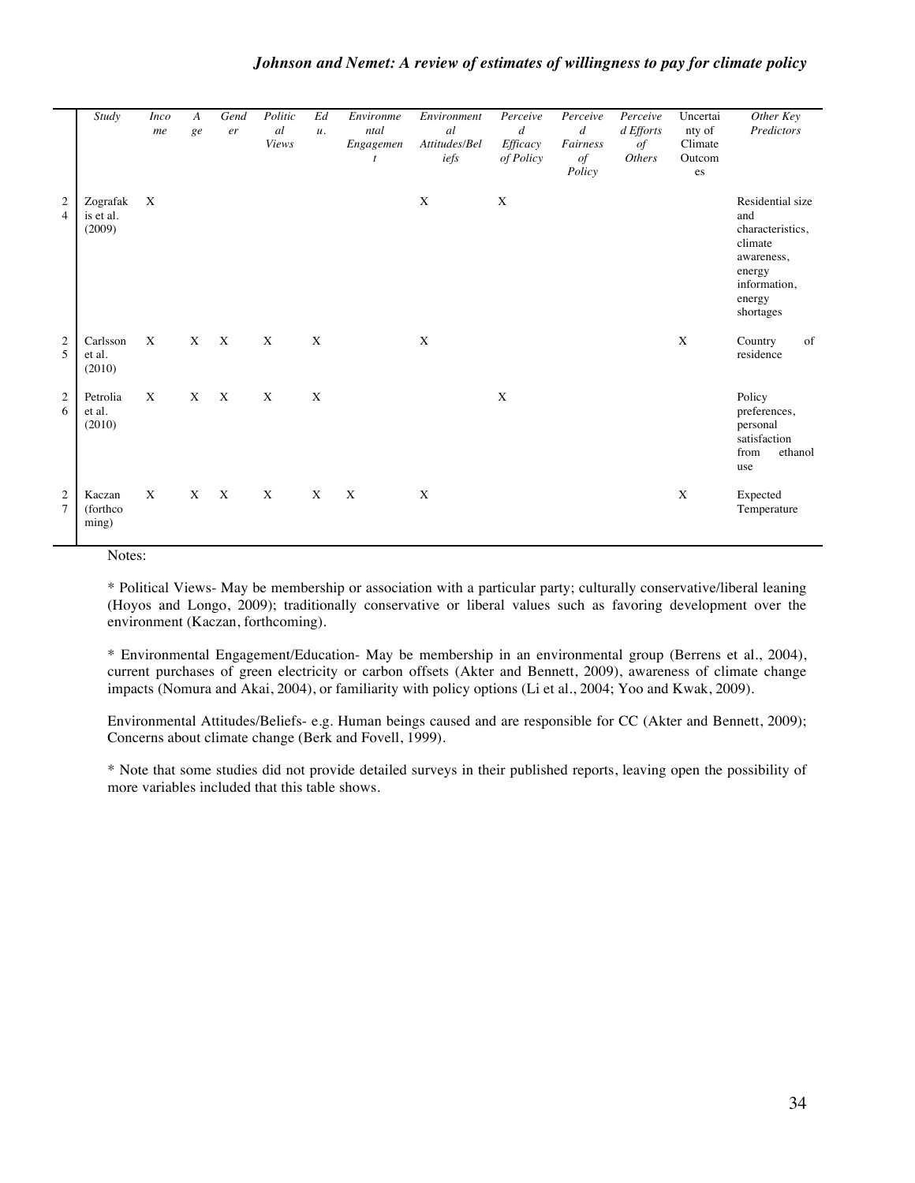| | Study | Income | Age | Gender | Political Views | Edu. | Environmental Engagement | Environmental Attitudes/Beliefs | Perceived Efficacy of Policy | Perceived Fairness of Policy | Perceived Efforts of Others | Uncertainty of Climate Outcomes | Other Key Predictors |
|---|---|---|---|---|---|---|---|---|---|---|---|---|---|
| 24 | Zografakis et al. (2009) | X | | | | | | X | X | | | | Residential size and characteristics, climate awareness, energy information, energy shortages |
| 25 | Carlsson et al. (2010) | X | X | X | X | X | | X | | | | X | Country of residence |
| 26 | Petrolia et al. (2010) | X | X | X | X | X | | | X | | | | Policy preferences, personal satisfaction from ethanol use |
| 27 | Kaczan (forthcoming) | X | X | X | X | X | X | X | | | | X | Expected Temperature |

Notes:

* Political Views- May be membership or association with a particular party; culturally conservative/liberal leaning (Hoyos and Longo, 2009); traditionally conservative or liberal values such as favoring development over the environment (Kaczan, forthcoming).

* Environmental Engagement/Education- May be membership in an environmental group (Berrens et al., 2004), current purchases of green electricity or carbon offsets (Akter and Bennett, 2009), awareness of climate change impacts (Nomura and Akai, 2004), or familiarity with policy options (Li et al., 2004; Yoo and Kwak, 2009).

Environmental Attitudes/Beliefs- e.g. Human beings caused and are responsible for CC (Akter and Bennett, 2009); Concerns about climate change (Berk and Fovell, 1999).

* Note that some studies did not provide detailed surveys in their published reports, leaving open the possibility of more variables included that this table shows.